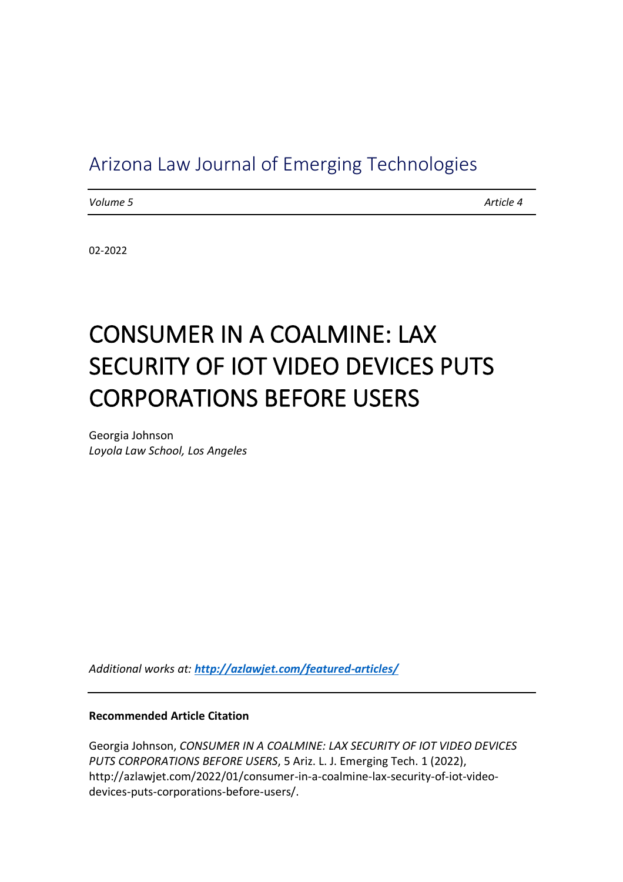Arizona Law Journal of Emerging Technologies

*Volume 5* *Article 4*

02-2022

# CONSUMER IN A COALMINE: LAX SECURITY OF IOT VIDEO DEVICES PUTS CORPORATIONS BEFORE USERS

Georgia Johnson
*Loyola Law School, Los Angeles*

*Additional works at:* ***http://azlawjet.com/featured-articles/***

**Recommended Article Citation**

Georgia Johnson, *CONSUMER IN A COALMINE: LAX SECURITY OF IOT VIDEO DEVICES PUTS CORPORATIONS BEFORE USERS*, 5 Ariz. L. J. Emerging Tech. 1 (2022), http://azlawjet.com/2022/01/consumer-in-a-coalmine-lax-security-of-iot-video-devices-puts-corporations-before-users/.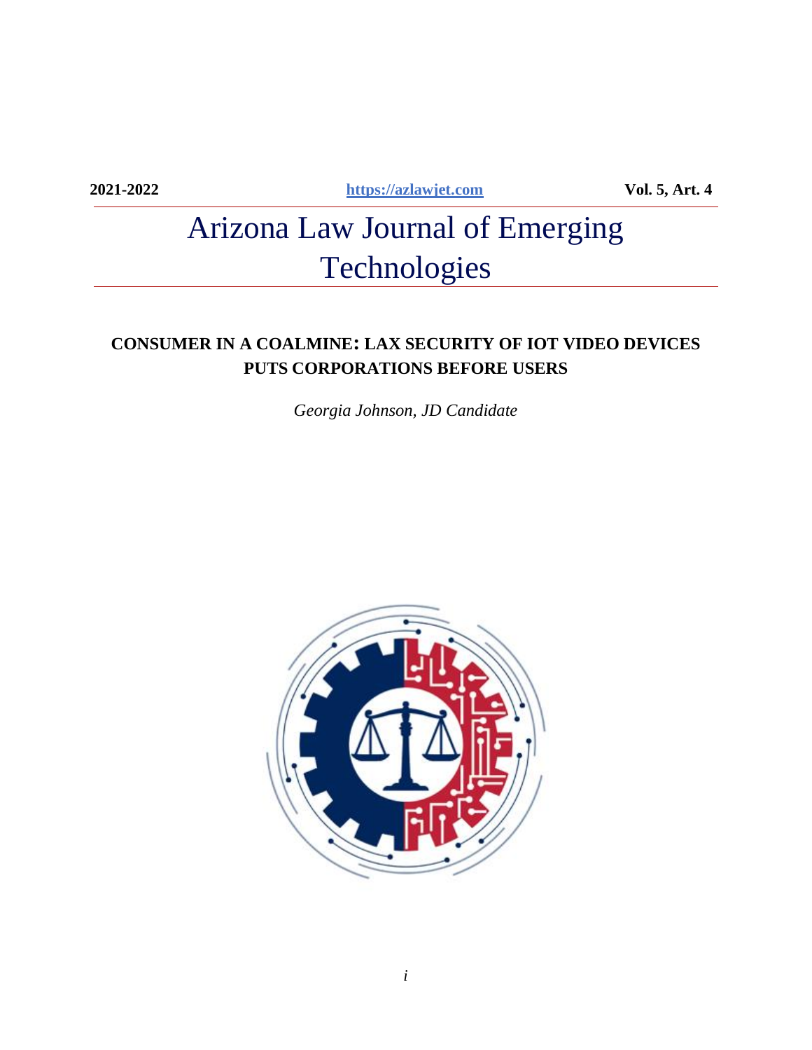2021-2022 https://azlawjet.com Vol. 5, Art. 4

# Arizona Law Journal of Emerging Technologies

## CONSUMER IN A COALMINE: LAX SECURITY OF IOT VIDEO DEVICES PUTS CORPORATIONS BEFORE USERS

*Georgia Johnson, JD Candidate*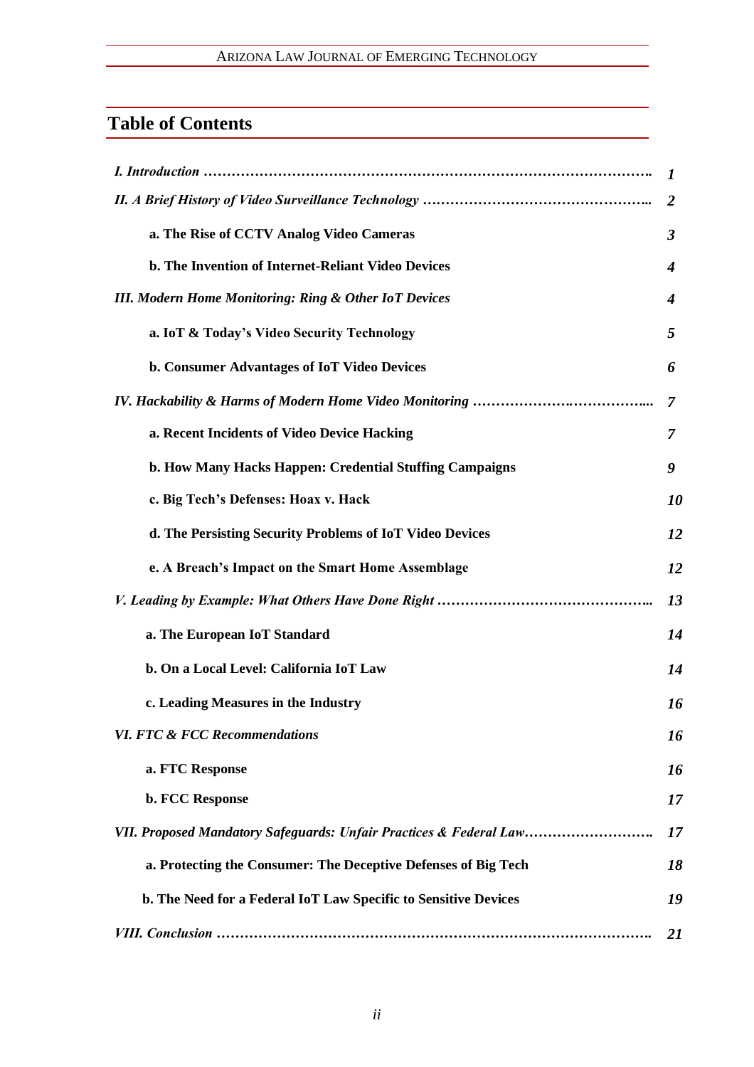## Table of Contents

| | |
|---|---|
| *I. Introduction …………………………………………………………………………………….* | *1* |
| *II. A Brief History of Video Surveillance Technology …………………………………………..* | *2* |
| **a. The Rise of CCTV Analog Video Cameras** | *3* |
| **b. The Invention of Internet-Reliant Video Devices** | *4* |
| *III. Modern Home Monitoring: Ring & Other IoT Devices* | *4* |
| **a. IoT & Today's Video Security Technology** | *5* |
| **b. Consumer Advantages of IoT Video Devices** | *6* |
| *IV. Hackability & Harms of Modern Home Video Monitoring ……………….……………....* | *7* |
| **a. Recent Incidents of Video Device Hacking** | *7* |
| **b. How Many Hacks Happen: Credential Stuffing Campaigns** | *9* |
| **c. Big Tech's Defenses: Hoax v. Hack** | *10* |
| **d. The Persisting Security Problems of IoT Video Devices** | *12* |
| **e. A Breach's Impact on the Smart Home Assemblage** | *12* |
| *V. Leading by Example: What Others Have Done Right ……………………………………..* | *13* |
| **a. The European IoT Standard** | *14* |
| **b. On a Local Level: California IoT Law** | *14* |
| **c. Leading Measures in the Industry** | *16* |
| *VI. FTC & FCC Recommendations* | *16* |
| **a. FTC Response** | *16* |
| **b. FCC Response** | *17* |
| *VII. Proposed Mandatory Safeguards: Unfair Practices & Federal Law……………………..* | *17* |
| **a. Protecting the Consumer: The Deceptive Defenses of Big Tech** | *18* |
| **b. The Need for a Federal IoT Law Specific to Sensitive Devices** | *19* |
| *VIII. Conclusion ……………………………………………………………………………..* | *21* |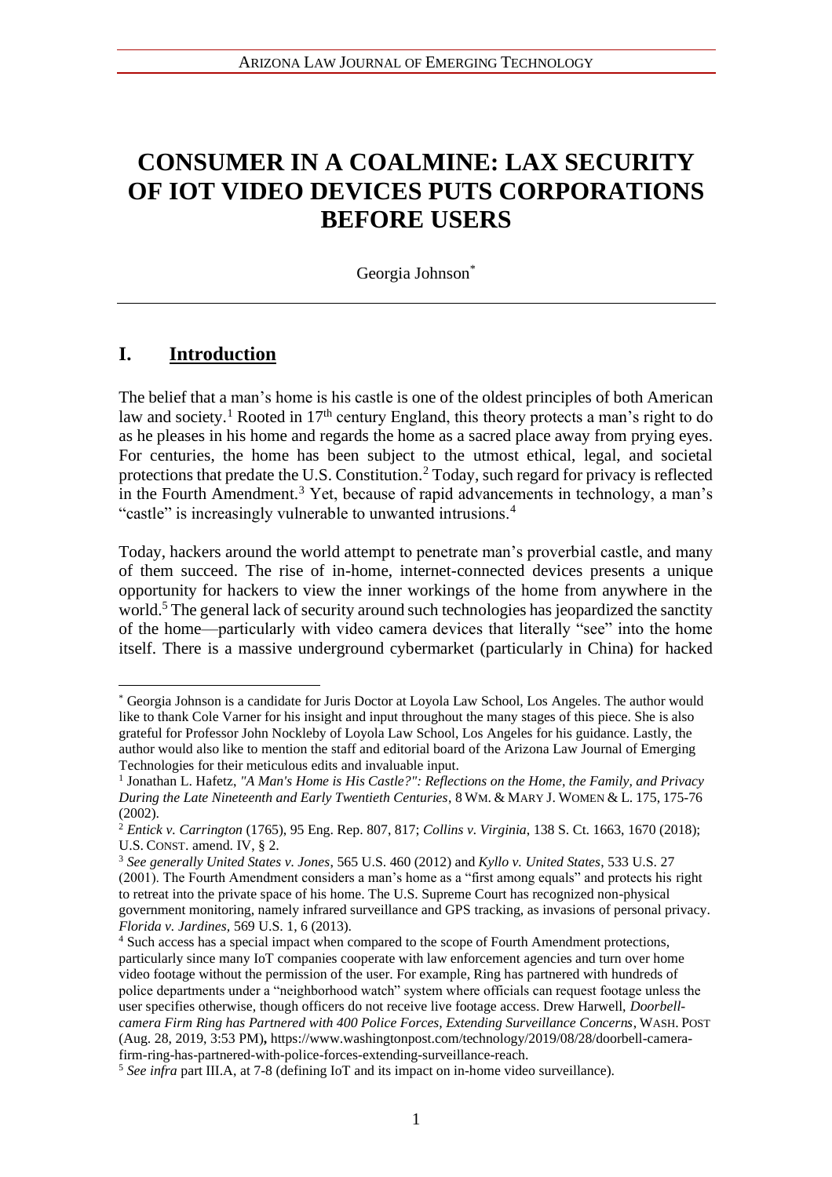# CONSUMER IN A COALMINE: LAX SECURITY OF IOT VIDEO DEVICES PUTS CORPORATIONS BEFORE USERS

Georgia Johnson*

## I. Introduction

The belief that a man's home is his castle is one of the oldest principles of both American law and society.[1] Rooted in 17th century England, this theory protects a man's right to do as he pleases in his home and regards the home as a sacred place away from prying eyes. For centuries, the home has been subject to the utmost ethical, legal, and societal protections that predate the U.S. Constitution.[2] Today, such regard for privacy is reflected in the Fourth Amendment.[3] Yet, because of rapid advancements in technology, a man's "castle" is increasingly vulnerable to unwanted intrusions.[4]

Today, hackers around the world attempt to penetrate man's proverbial castle, and many of them succeed. The rise of in-home, internet-connected devices presents a unique opportunity for hackers to view the inner workings of the home from anywhere in the world.[5] The general lack of security around such technologies has jeopardized the sanctity of the home—particularly with video camera devices that literally "see" into the home itself. There is a massive underground cybermarket (particularly in China) for hacked

---

* Georgia Johnson is a candidate for Juris Doctor at Loyola Law School, Los Angeles. The author would like to thank Cole Varner for his insight and input throughout the many stages of this piece. She is also grateful for Professor John Nockleby of Loyola Law School, Los Angeles for his guidance. Lastly, the author would also like to mention the staff and editorial board of the Arizona Law Journal of Emerging Technologies for their meticulous edits and invaluable input.

[1] Jonathan L. Hafetz, *"A Man's Home is His Castle?": Reflections on the Home, the Family, and Privacy During the Late Nineteenth and Early Twentieth Centuries*, 8 WM. & MARY J. WOMEN & L. 175, 175-76 (2002).

[2] *Entick v. Carrington* (1765), 95 Eng. Rep. 807, 817; *Collins v. Virginia*, 138 S. Ct. 1663, 1670 (2018); U.S. CONST. amend. IV, § 2.

[3] *See generally United States v. Jones*, 565 U.S. 460 (2012) and *Kyllo v. United States*, 533 U.S. 27 (2001). The Fourth Amendment considers a man's home as a "first among equals" and protects his right to retreat into the private space of his home. The U.S. Supreme Court has recognized non-physical government monitoring, namely infrared surveillance and GPS tracking, as invasions of personal privacy. *Florida v. Jardines*, 569 U.S. 1, 6 (2013).

[4] Such access has a special impact when compared to the scope of Fourth Amendment protections, particularly since many IoT companies cooperate with law enforcement agencies and turn over home video footage without the permission of the user. For example, Ring has partnered with hundreds of police departments under a "neighborhood watch" system where officials can request footage unless the user specifies otherwise, though officers do not receive live footage access. Drew Harwell, *Doorbell-camera Firm Ring has Partnered with 400 Police Forces, Extending Surveillance Concerns*, WASH. POST (Aug. 28, 2019, 3:53 PM), https://www.washingtonpost.com/technology/2019/08/28/doorbell-camera-firm-ring-has-partnered-with-police-forces-extending-surveillance-reach.

[5] *See infra* part III.A, at 7-8 (defining IoT and its impact on in-home video surveillance).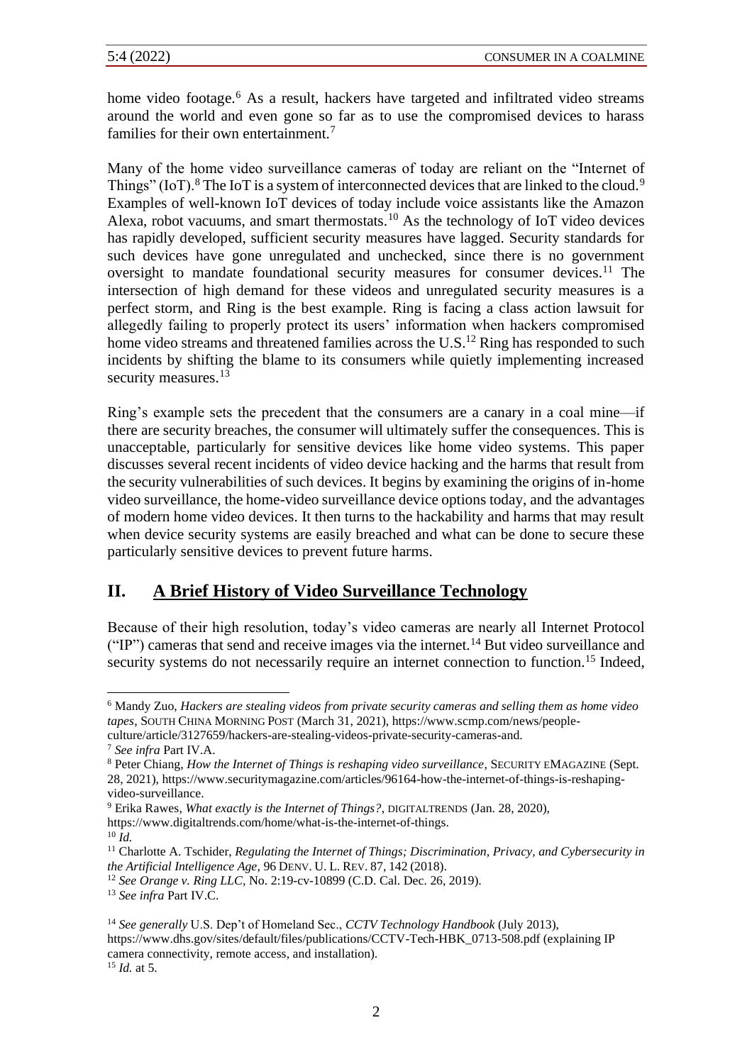home video footage.[6] As a result, hackers have targeted and infiltrated video streams around the world and even gone so far as to use the compromised devices to harass families for their own entertainment.[7]

Many of the home video surveillance cameras of today are reliant on the "Internet of Things" (IoT).[8] The IoT is a system of interconnected devices that are linked to the cloud.[9] Examples of well-known IoT devices of today include voice assistants like the Amazon Alexa, robot vacuums, and smart thermostats.[10] As the technology of IoT video devices has rapidly developed, sufficient security measures have lagged. Security standards for such devices have gone unregulated and unchecked, since there is no government oversight to mandate foundational security measures for consumer devices.[11] The intersection of high demand for these videos and unregulated security measures is a perfect storm, and Ring is the best example. Ring is facing a class action lawsuit for allegedly failing to properly protect its users' information when hackers compromised home video streams and threatened families across the U.S.[12] Ring has responded to such incidents by shifting the blame to its consumers while quietly implementing increased security measures.[13]

Ring's example sets the precedent that the consumers are a canary in a coal mine—if there are security breaches, the consumer will ultimately suffer the consequences. This is unacceptable, particularly for sensitive devices like home video systems. This paper discusses several recent incidents of video device hacking and the harms that result from the security vulnerabilities of such devices. It begins by examining the origins of in-home video surveillance, the home-video surveillance device options today, and the advantages of modern home video devices. It then turns to the hackability and harms that may result when device security systems are easily breached and what can be done to secure these particularly sensitive devices to prevent future harms.

## II. A Brief History of Video Surveillance Technology

Because of their high resolution, today's video cameras are nearly all Internet Protocol ("IP") cameras that send and receive images via the internet.[14] But video surveillance and security systems do not necessarily require an internet connection to function.[15] Indeed,

---

[6] Mandy Zuo, *Hackers are stealing videos from private security cameras and selling them as home video tapes*, SOUTH CHINA MORNING POST (March 31, 2021), https://www.scmp.com/news/people-culture/article/3127659/hackers-are-stealing-videos-private-security-cameras-and.

[7] *See infra* Part IV.A.

[8] Peter Chiang, *How the Internet of Things is reshaping video surveillance*, SECURITY EMAGAZINE (Sept. 28, 2021), https://www.securitymagazine.com/articles/96164-how-the-internet-of-things-is-reshaping-video-surveillance.

[9] Erika Rawes, *What exactly is the Internet of Things?*, DIGITALTRENDS (Jan. 28, 2020), https://www.digitaltrends.com/home/what-is-the-internet-of-things.

[10] *Id.*

[11] Charlotte A. Tschider, *Regulating the Internet of Things; Discrimination, Privacy, and Cybersecurity in the Artificial Intelligence Age*, 96 DENV. U. L. REV. 87, 142 (2018).

[12] *See Orange v. Ring LLC*, No. 2:19-cv-10899 (C.D. Cal. Dec. 26, 2019).

[13] *See infra* Part IV.C.

[14] *See generally* U.S. Dep't of Homeland Sec., *CCTV Technology Handbook* (July 2013), https://www.dhs.gov/sites/default/files/publications/CCTV-Tech-HBK_0713-508.pdf (explaining IP camera connectivity, remote access, and installation).

[15] *Id.* at 5.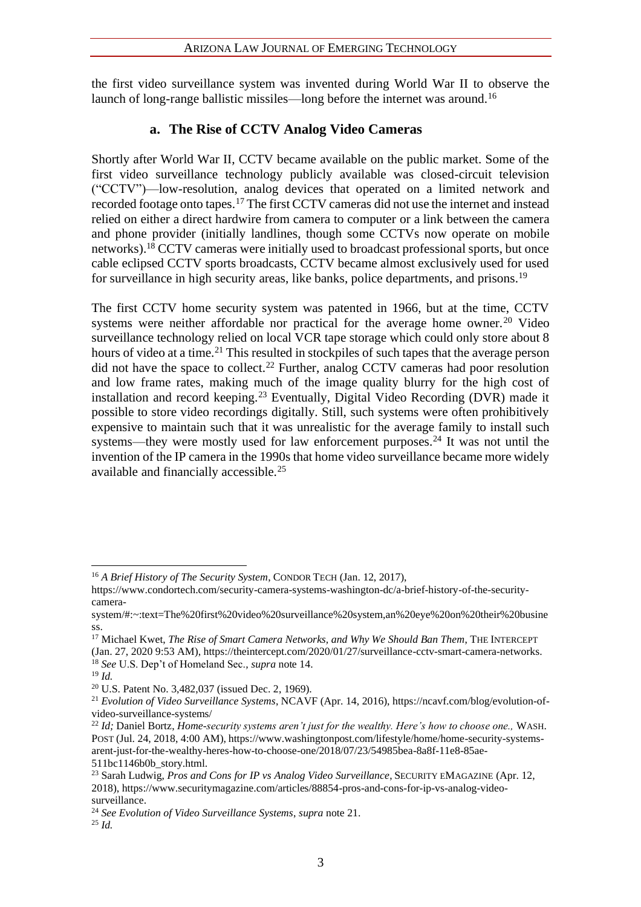the first video surveillance system was invented during World War II to observe the launch of long-range ballistic missiles—long before the internet was around.[16]

### a. The Rise of CCTV Analog Video Cameras

Shortly after World War II, CCTV became available on the public market. Some of the first video surveillance technology publicly available was closed-circuit television ("CCTV")—low-resolution, analog devices that operated on a limited network and recorded footage onto tapes.[17] The first CCTV cameras did not use the internet and instead relied on either a direct hardwire from camera to computer or a link between the camera and phone provider (initially landlines, though some CCTVs now operate on mobile networks).[18] CCTV cameras were initially used to broadcast professional sports, but once cable eclipsed CCTV sports broadcasts, CCTV became almost exclusively used for used for surveillance in high security areas, like banks, police departments, and prisons.[19]

The first CCTV home security system was patented in 1966, but at the time, CCTV systems were neither affordable nor practical for the average home owner.[20] Video surveillance technology relied on local VCR tape storage which could only store about 8 hours of video at a time.[21] This resulted in stockpiles of such tapes that the average person did not have the space to collect.[22] Further, analog CCTV cameras had poor resolution and low frame rates, making much of the image quality blurry for the high cost of installation and record keeping.[23] Eventually, Digital Video Recording (DVR) made it possible to store video recordings digitally. Still, such systems were often prohibitively expensive to maintain such that it was unrealistic for the average family to install such systems—they were mostly used for law enforcement purposes.[24] It was not until the invention of the IP camera in the 1990s that home video surveillance became more widely available and financially accessible.[25]

---

[16] *A Brief History of The Security System*, CONDOR TECH (Jan. 12, 2017), https://www.condortech.com/security-camera-systems-washington-dc/a-brief-history-of-the-security-camera-system/#:~:text=The%20first%20video%20surveillance%20system,an%20eye%20on%20their%20business.

[17] Michael Kwet, *The Rise of Smart Camera Networks, and Why We Should Ban Them*, THE INTERCEPT (Jan. 27, 2020 9:53 AM), https://theintercept.com/2020/01/27/surveillance-cctv-smart-camera-networks.

[18] *See* U.S. Dep't of Homeland Sec., *supra* note 14.

[19] *Id.*

[20] U.S. Patent No. 3,482,037 (issued Dec. 2, 1969).

[21] *Evolution of Video Surveillance Systems*, NCAVF (Apr. 14, 2016), https://ncavf.com/blog/evolution-of-video-surveillance-systems/

[22] *Id;* Daniel Bortz, *Home-security systems aren't just for the wealthy. Here's how to choose one.,* WASH. POST (Jul. 24, 2018, 4:00 AM), https://www.washingtonpost.com/lifestyle/home/home-security-systems-arent-just-for-the-wealthy-heres-how-to-choose-one/2018/07/23/54985bea-8a8f-11e8-85ae-511bc1146b0b_story.html.

[23] Sarah Ludwig, *Pros and Cons for IP vs Analog Video Surveillance*, SECURITY EMAGAZINE (Apr. 12, 2018), https://www.securitymagazine.com/articles/88854-pros-and-cons-for-ip-vs-analog-video-surveillance.

[24] *See Evolution of Video Surveillance Systems*, *supra* note 21.

[25] *Id.*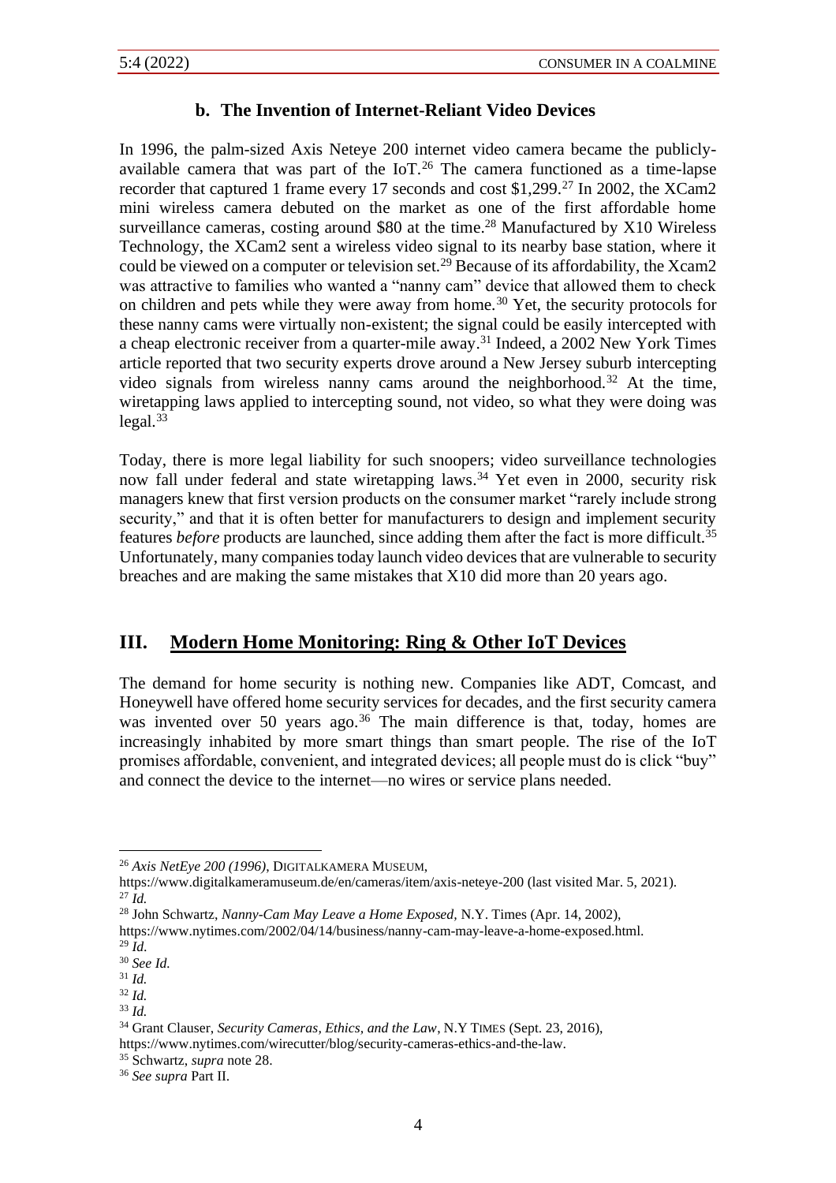### b. The Invention of Internet-Reliant Video Devices

In 1996, the palm-sized Axis Neteye 200 internet video camera became the publicly-available camera that was part of the IoT.[26] The camera functioned as a time-lapse recorder that captured 1 frame every 17 seconds and cost $1,299.[27] In 2002, the XCam2 mini wireless camera debuted on the market as one of the first affordable home surveillance cameras, costing around $80 at the time.[28] Manufactured by X10 Wireless Technology, the XCam2 sent a wireless video signal to its nearby base station, where it could be viewed on a computer or television set.[29] Because of its affordability, the Xcam2 was attractive to families who wanted a "nanny cam" device that allowed them to check on children and pets while they were away from home.[30] Yet, the security protocols for these nanny cams were virtually non-existent; the signal could be easily intercepted with a cheap electronic receiver from a quarter-mile away.[31] Indeed, a 2002 New York Times article reported that two security experts drove around a New Jersey suburb intercepting video signals from wireless nanny cams around the neighborhood.[32] At the time, wiretapping laws applied to intercepting sound, not video, so what they were doing was legal.[33]

Today, there is more legal liability for such snoopers; video surveillance technologies now fall under federal and state wiretapping laws.[34] Yet even in 2000, security risk managers knew that first version products on the consumer market "rarely include strong security," and that it is often better for manufacturers to design and implement security features *before* products are launched, since adding them after the fact is more difficult.[35] Unfortunately, many companies today launch video devices that are vulnerable to security breaches and are making the same mistakes that X10 did more than 20 years ago.

## III. Modern Home Monitoring: Ring & Other IoT Devices

The demand for home security is nothing new. Companies like ADT, Comcast, and Honeywell have offered home security services for decades, and the first security camera was invented over 50 years ago.[36] The main difference is that, today, homes are increasingly inhabited by more smart things than smart people. The rise of the IoT promises affordable, convenient, and integrated devices; all people must do is click "buy" and connect the device to the internet—no wires or service plans needed.

---

[26] *Axis NetEye 200 (1996)*, DIGITALKAMERA MUSEUM, https://www.digitalkameramuseum.de/en/cameras/item/axis-neteye-200 (last visited Mar. 5, 2021).

[27] *Id.*

[28] John Schwartz, *Nanny-Cam May Leave a Home Exposed*, N.Y. Times (Apr. 14, 2002), https://www.nytimes.com/2002/04/14/business/nanny-cam-may-leave-a-home-exposed.html.

[29] *Id*.

[30] *See Id.*

[31] *Id.*

[32] *Id.*

[33] *Id.*

[34] Grant Clauser, *Security Cameras, Ethics, and the Law*, N.Y TIMES (Sept. 23, 2016), https://www.nytimes.com/wirecutter/blog/security-cameras-ethics-and-the-law.

[35] Schwartz, *supra* note 28.

[36] *See supra* Part II.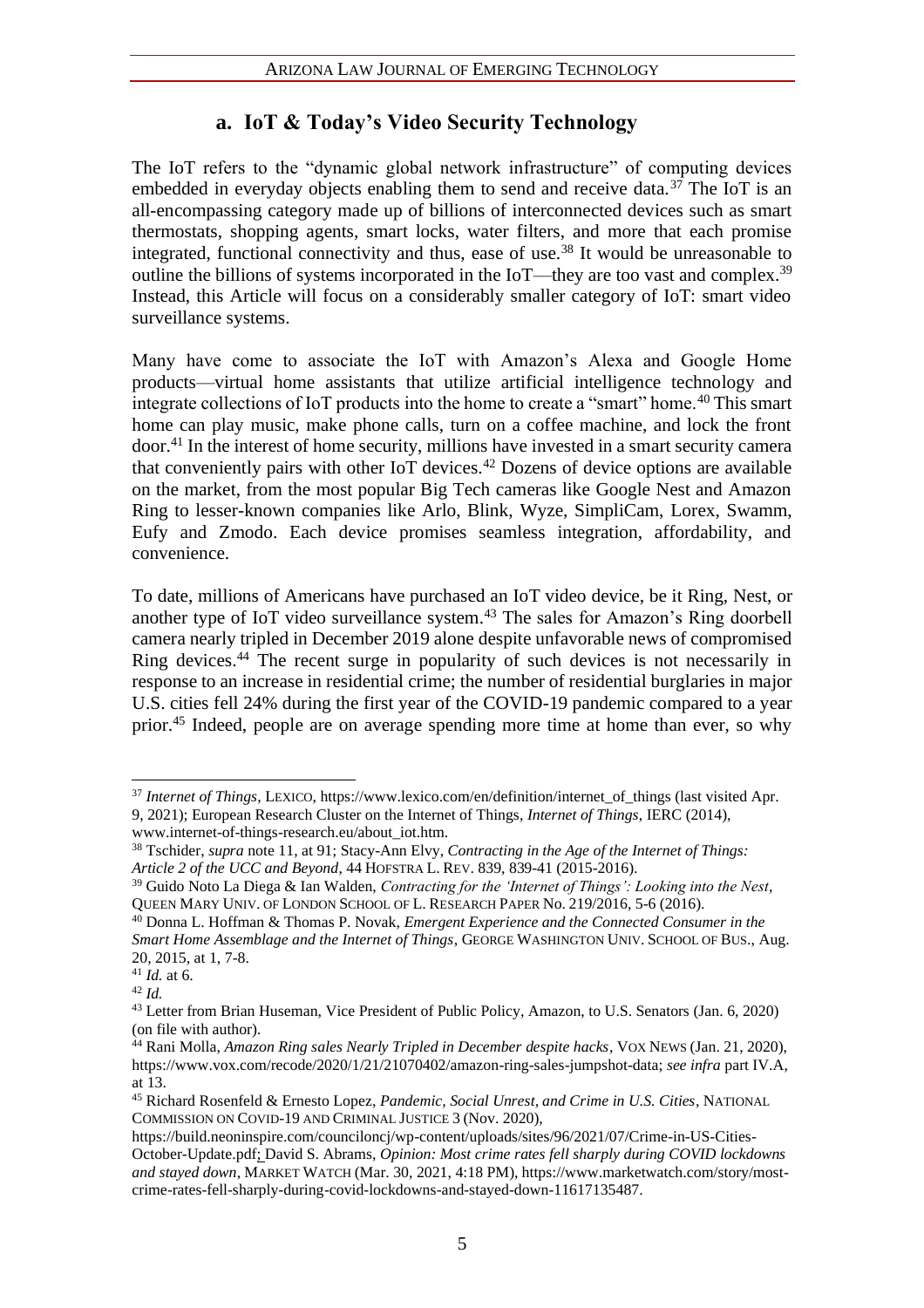### a. IoT & Today's Video Security Technology

The IoT refers to the "dynamic global network infrastructure" of computing devices embedded in everyday objects enabling them to send and receive data.[37] The IoT is an all-encompassing category made up of billions of interconnected devices such as smart thermostats, shopping agents, smart locks, water filters, and more that each promise integrated, functional connectivity and thus, ease of use.[38] It would be unreasonable to outline the billions of systems incorporated in the IoT—they are too vast and complex.[39] Instead, this Article will focus on a considerably smaller category of IoT: smart video surveillance systems.

Many have come to associate the IoT with Amazon's Alexa and Google Home products—virtual home assistants that utilize artificial intelligence technology and integrate collections of IoT products into the home to create a "smart" home.[40] This smart home can play music, make phone calls, turn on a coffee machine, and lock the front door.[41] In the interest of home security, millions have invested in a smart security camera that conveniently pairs with other IoT devices.[42] Dozens of device options are available on the market, from the most popular Big Tech cameras like Google Nest and Amazon Ring to lesser-known companies like Arlo, Blink, Wyze, SimpliCam, Lorex, Swamm, Eufy and Zmodo. Each device promises seamless integration, affordability, and convenience.

To date, millions of Americans have purchased an IoT video device, be it Ring, Nest, or another type of IoT video surveillance system.[43] The sales for Amazon's Ring doorbell camera nearly tripled in December 2019 alone despite unfavorable news of compromised Ring devices.[44] The recent surge in popularity of such devices is not necessarily in response to an increase in residential crime; the number of residential burglaries in major U.S. cities fell 24% during the first year of the COVID-19 pandemic compared to a year prior.[45] Indeed, people are on average spending more time at home than ever, so why

---

[37] *Internet of Things*, LEXICO, https://www.lexico.com/en/definition/internet_of_things (last visited Apr. 9, 2021); European Research Cluster on the Internet of Things, *Internet of Things*, IERC (2014), www.internet-of-things-research.eu/about_iot.htm.

[38] Tschider, *supra* note 11, at 91; Stacy-Ann Elvy, *Contracting in the Age of the Internet of Things: Article 2 of the UCC and Beyond*, 44 HOFSTRA L. REV. 839, 839-41 (2015-2016).

[39] Guido Noto La Diega & Ian Walden, *Contracting for the 'Internet of Things': Looking into the Nest*, QUEEN MARY UNIV. OF LONDON SCHOOL OF L. RESEARCH PAPER No. 219/2016, 5-6 (2016).

[40] Donna L. Hoffman & Thomas P. Novak, *Emergent Experience and the Connected Consumer in the Smart Home Assemblage and the Internet of Things*, GEORGE WASHINGTON UNIV. SCHOOL OF BUS., Aug. 20, 2015, at 1, 7-8.

[41] *Id.* at 6.

[42] *Id.*

[43] Letter from Brian Huseman, Vice President of Public Policy, Amazon, to U.S. Senators (Jan. 6, 2020) (on file with author).

[44] Rani Molla, *Amazon Ring sales Nearly Tripled in December despite hacks*, VOX NEWS (Jan. 21, 2020), https://www.vox.com/recode/2020/1/21/21070402/amazon-ring-sales-jumpshot-data; *see infra* part IV.A, at 13.

[45] Richard Rosenfeld & Ernesto Lopez, *Pandemic, Social Unrest, and Crime in U.S. Cities*, NATIONAL COMMISSION ON COVID-19 AND CRIMINAL JUSTICE 3 (Nov. 2020), https://build.neoninspire.com/counciloncj/wp-content/uploads/sites/96/2021/07/Crime-in-US-Cities-October-Update.pdf; David S. Abrams, *Opinion: Most crime rates fell sharply during COVID lockdowns and stayed down*, MARKET WATCH (Mar. 30, 2021, 4:18 PM), https://www.marketwatch.com/story/most-crime-rates-fell-sharply-during-covid-lockdowns-and-stayed-down-11617135487.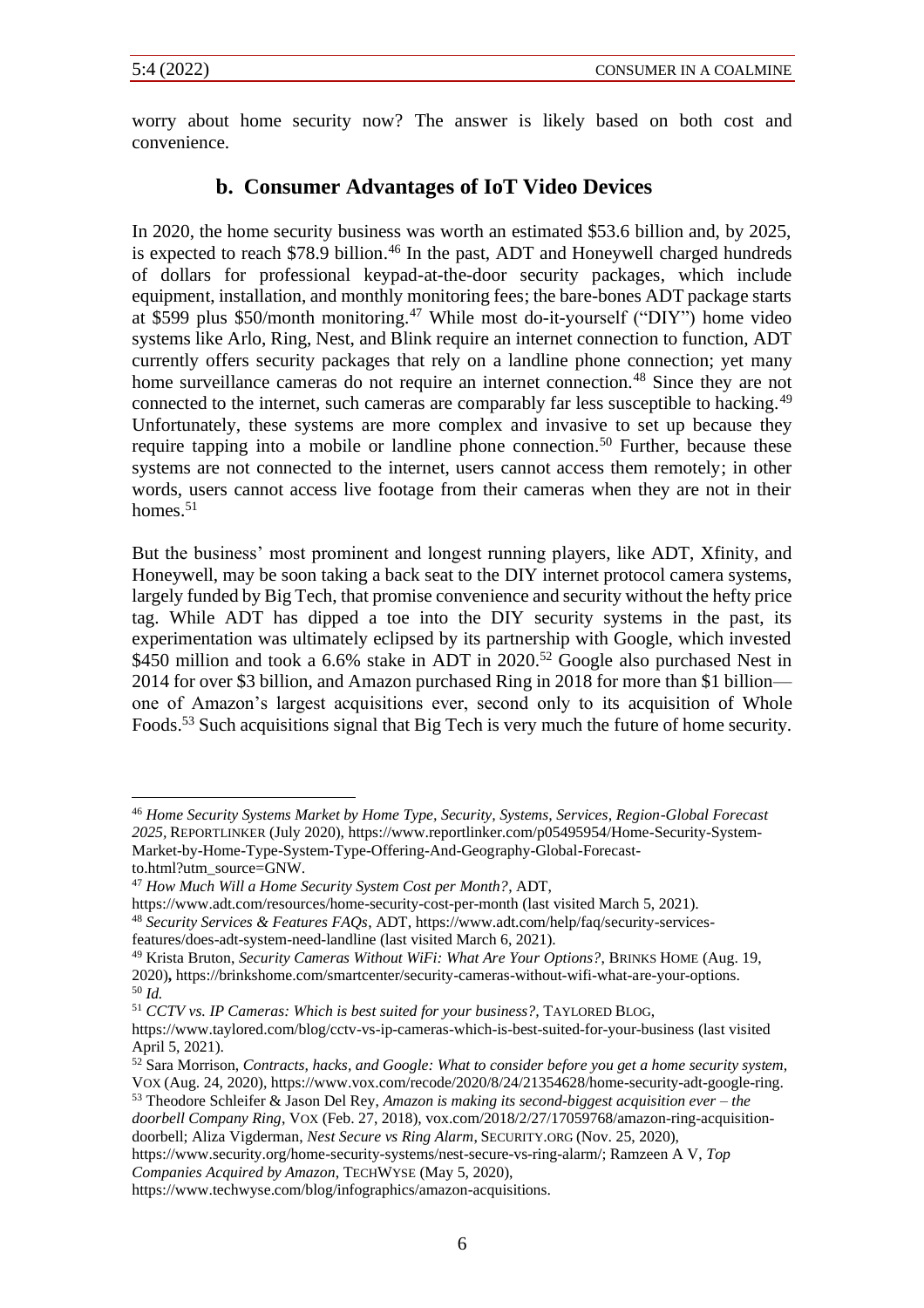worry about home security now? The answer is likely based on both cost and convenience.

### b. Consumer Advantages of IoT Video Devices

In 2020, the home security business was worth an estimated $53.6 billion and, by 2025, is expected to reach $78.9 billion.[46] In the past, ADT and Honeywell charged hundreds of dollars for professional keypad-at-the-door security packages, which include equipment, installation, and monthly monitoring fees; the bare-bones ADT package starts at $599 plus $50/month monitoring.[47] While most do-it-yourself ("DIY") home video systems like Arlo, Ring, Nest, and Blink require an internet connection to function, ADT currently offers security packages that rely on a landline phone connection; yet many home surveillance cameras do not require an internet connection.[48] Since they are not connected to the internet, such cameras are comparably far less susceptible to hacking.[49] Unfortunately, these systems are more complex and invasive to set up because they require tapping into a mobile or landline phone connection.[50] Further, because these systems are not connected to the internet, users cannot access them remotely; in other words, users cannot access live footage from their cameras when they are not in their homes.[51]

But the business' most prominent and longest running players, like ADT, Xfinity, and Honeywell, may be soon taking a back seat to the DIY internet protocol camera systems, largely funded by Big Tech, that promise convenience and security without the hefty price tag. While ADT has dipped a toe into the DIY security systems in the past, its experimentation was ultimately eclipsed by its partnership with Google, which invested $450 million and took a 6.6% stake in ADT in 2020.[52] Google also purchased Nest in 2014 for over $3 billion, and Amazon purchased Ring in 2018 for more than $1 billion—one of Amazon's largest acquisitions ever, second only to its acquisition of Whole Foods.[53] Such acquisitions signal that Big Tech is very much the future of home security.

---

[46] *Home Security Systems Market by Home Type, Security, Systems, Services, Region-Global Forecast 2025*, REPORTLINKER (July 2020), https://www.reportlinker.com/p05495954/Home-Security-System-Market-by-Home-Type-System-Type-Offering-And-Geography-Global-Forecast-to.html?utm_source=GNW.

[47] *How Much Will a Home Security System Cost per Month?*, ADT, https://www.adt.com/resources/home-security-cost-per-month (last visited March 5, 2021).

[48] *Security Services & Features FAQs*, ADT, https://www.adt.com/help/faq/security-services-features/does-adt-system-need-landline (last visited March 6, 2021).

[49] Krista Bruton, *Security Cameras Without WiFi: What Are Your Options?*, BRINKS HOME (Aug. 19, 2020), https://brinkshome.com/smartcenter/security-cameras-without-wifi-what-are-your-options.

[50] *Id.*

[51] *CCTV vs. IP Cameras: Which is best suited for your business?*, TAYLORED BLOG, https://www.taylored.com/blog/cctv-vs-ip-cameras-which-is-best-suited-for-your-business (last visited April 5, 2021).

[52] Sara Morrison, *Contracts, hacks, and Google: What to consider before you get a home security system*, VOX (Aug. 24, 2020), https://www.vox.com/recode/2020/8/24/21354628/home-security-adt-google-ring.

[53] Theodore Schleifer & Jason Del Rey, *Amazon is making its second-biggest acquisition ever – the doorbell Company Ring*, VOX (Feb. 27, 2018), vox.com/2018/2/27/17059768/amazon-ring-acquisition-doorbell; Aliza Vigderman, *Nest Secure vs Ring Alarm*, SECURITY.ORG (Nov. 25, 2020), https://www.security.org/home-security-systems/nest-secure-vs-ring-alarm/; Ramzeen A V, *Top Companies Acquired by Amazon*, TECHWYSE (May 5, 2020), https://www.techwyse.com/blog/infographics/amazon-acquisitions.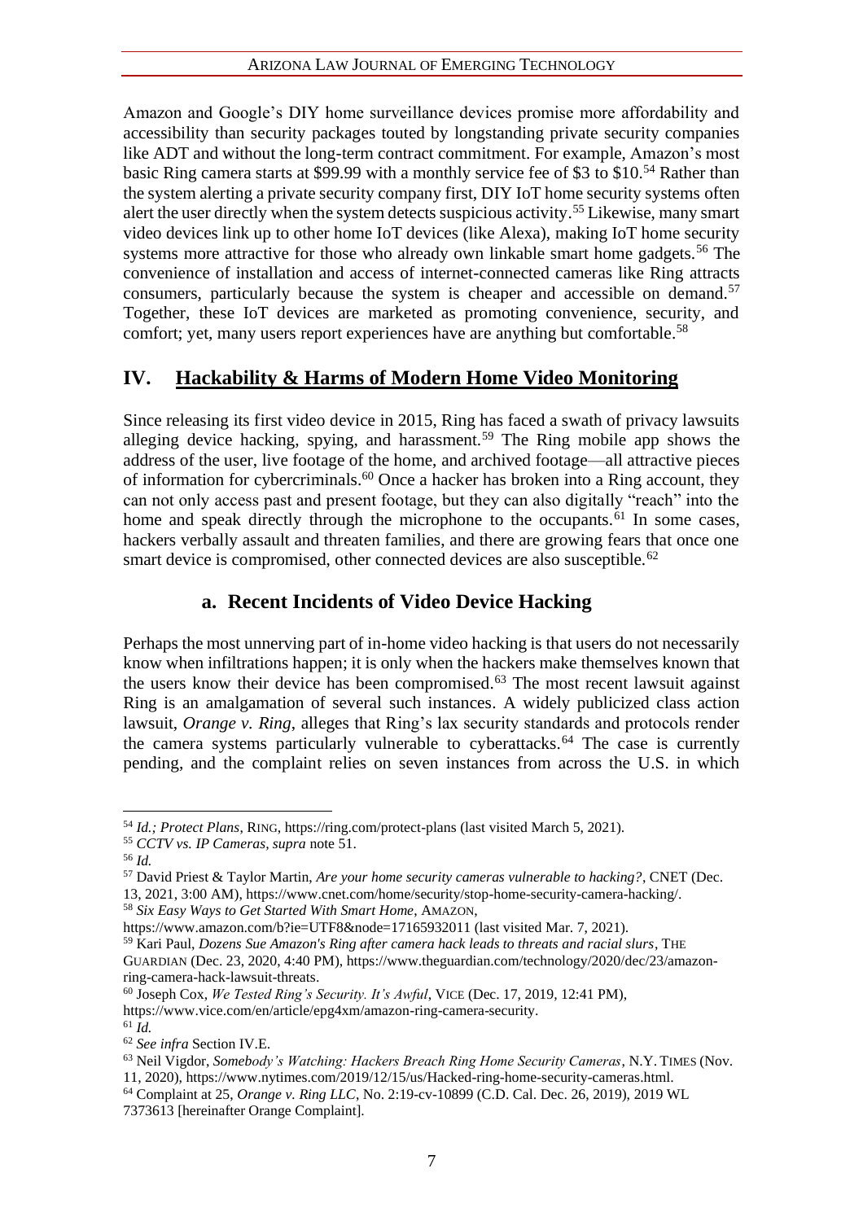Amazon and Google's DIY home surveillance devices promise more affordability and accessibility than security packages touted by longstanding private security companies like ADT and without the long-term contract commitment. For example, Amazon's most basic Ring camera starts at $99.99 with a monthly service fee of $3 to $10.[54] Rather than the system alerting a private security company first, DIY IoT home security systems often alert the user directly when the system detects suspicious activity.[55] Likewise, many smart video devices link up to other home IoT devices (like Alexa), making IoT home security systems more attractive for those who already own linkable smart home gadgets.[56] The convenience of installation and access of internet-connected cameras like Ring attracts consumers, particularly because the system is cheaper and accessible on demand.[57] Together, these IoT devices are marketed as promoting convenience, security, and comfort; yet, many users report experiences have are anything but comfortable.[58]

## IV. Hackability & Harms of Modern Home Video Monitoring

Since releasing its first video device in 2015, Ring has faced a swath of privacy lawsuits alleging device hacking, spying, and harassment.[59] The Ring mobile app shows the address of the user, live footage of the home, and archived footage—all attractive pieces of information for cybercriminals.[60] Once a hacker has broken into a Ring account, they can not only access past and present footage, but they can also digitally "reach" into the home and speak directly through the microphone to the occupants.[61] In some cases, hackers verbally assault and threaten families, and there are growing fears that once one smart device is compromised, other connected devices are also susceptible.[62]

### a. Recent Incidents of Video Device Hacking

Perhaps the most unnerving part of in-home video hacking is that users do not necessarily know when infiltrations happen; it is only when the hackers make themselves known that the users know their device has been compromised.[63] The most recent lawsuit against Ring is an amalgamation of several such instances. A widely publicized class action lawsuit, *Orange v. Ring*, alleges that Ring's lax security standards and protocols render the camera systems particularly vulnerable to cyberattacks.[64] The case is currently pending, and the complaint relies on seven instances from across the U.S. in which

---

[54] *Id.; Protect Plans*, RING, https://ring.com/protect-plans (last visited March 5, 2021).

[55] *CCTV vs. IP Cameras*, *supra* note 51.

[56] *Id.*

[57] David Priest & Taylor Martin, *Are your home security cameras vulnerable to hacking?*, CNET (Dec. 13, 2021, 3:00 AM), https://www.cnet.com/home/security/stop-home-security-camera-hacking/.

[58] *Six Easy Ways to Get Started With Smart Home*, AMAZON, https://www.amazon.com/b?ie=UTF8&node=17165932011 (last visited Mar. 7, 2021).

[59] Kari Paul, *Dozens Sue Amazon's Ring after camera hack leads to threats and racial slurs*, THE GUARDIAN (Dec. 23, 2020, 4:40 PM), https://www.theguardian.com/technology/2020/dec/23/amazon-ring-camera-hack-lawsuit-threats.

[60] Joseph Cox, *We Tested Ring's Security. It's Awful*, VICE (Dec. 17, 2019, 12:41 PM), https://www.vice.com/en/article/epg4xm/amazon-ring-camera-security.

[61] *Id.*

[62] *See infra* Section IV.E.

[63] Neil Vigdor, *Somebody's Watching: Hackers Breach Ring Home Security Cameras*, N.Y. TIMES (Nov. 11, 2020), https://www.nytimes.com/2019/12/15/us/Hacked-ring-home-security-cameras.html.

[64] Complaint at 25, *Orange v. Ring LLC*, No. 2:19-cv-10899 (C.D. Cal. Dec. 26, 2019), 2019 WL 7373613 [hereinafter Orange Complaint].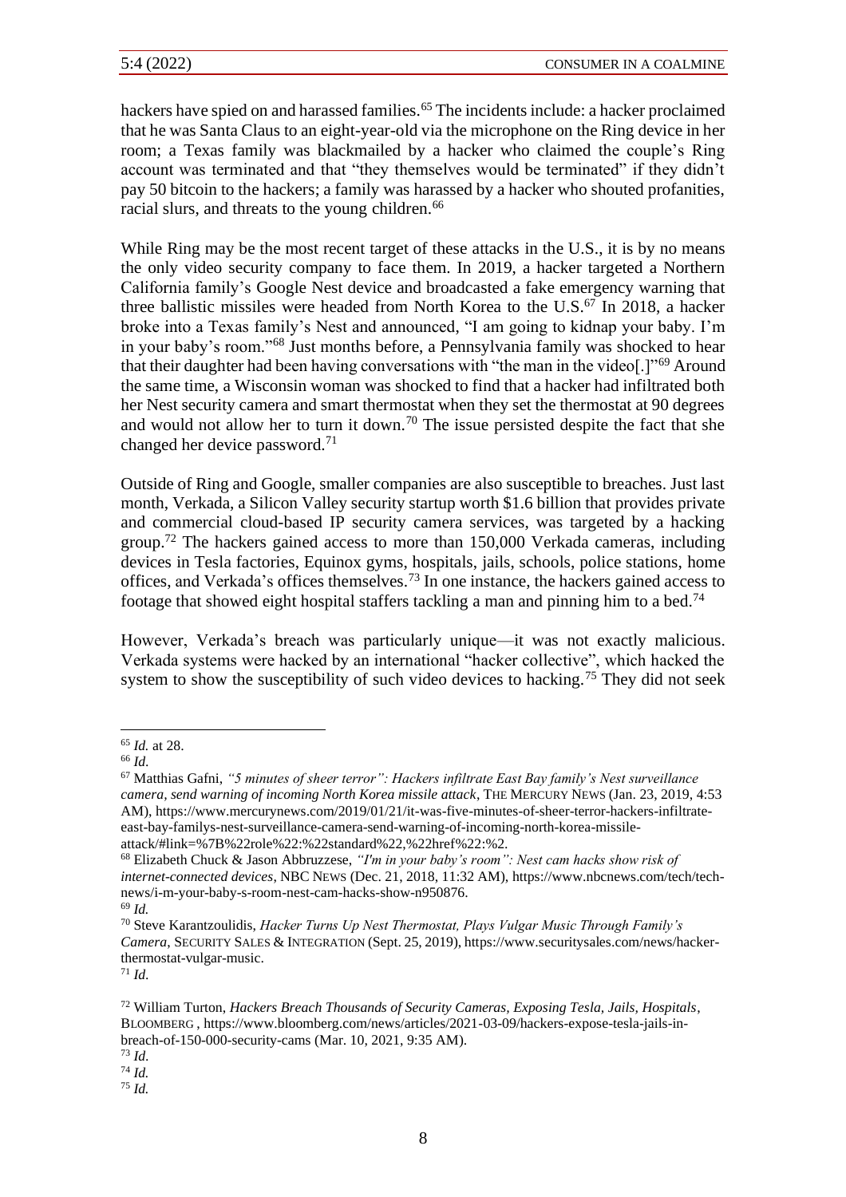hackers have spied on and harassed families.[65] The incidents include: a hacker proclaimed that he was Santa Claus to an eight-year-old via the microphone on the Ring device in her room; a Texas family was blackmailed by a hacker who claimed the couple's Ring account was terminated and that "they themselves would be terminated" if they didn't pay 50 bitcoin to the hackers; a family was harassed by a hacker who shouted profanities, racial slurs, and threats to the young children.[66]

While Ring may be the most recent target of these attacks in the U.S., it is by no means the only video security company to face them. In 2019, a hacker targeted a Northern California family's Google Nest device and broadcasted a fake emergency warning that three ballistic missiles were headed from North Korea to the U.S.[67] In 2018, a hacker broke into a Texas family's Nest and announced, "I am going to kidnap your baby. I'm in your baby's room."[68] Just months before, a Pennsylvania family was shocked to hear that their daughter had been having conversations with "the man in the video[.]"[69] Around the same time, a Wisconsin woman was shocked to find that a hacker had infiltrated both her Nest security camera and smart thermostat when they set the thermostat at 90 degrees and would not allow her to turn it down.[70] The issue persisted despite the fact that she changed her device password.[71]

Outside of Ring and Google, smaller companies are also susceptible to breaches. Just last month, Verkada, a Silicon Valley security startup worth $1.6 billion that provides private and commercial cloud-based IP security camera services, was targeted by a hacking group.[72] The hackers gained access to more than 150,000 Verkada cameras, including devices in Tesla factories, Equinox gyms, hospitals, jails, schools, police stations, home offices, and Verkada's offices themselves.[73] In one instance, the hackers gained access to footage that showed eight hospital staffers tackling a man and pinning him to a bed.[74]

However, Verkada's breach was particularly unique—it was not exactly malicious. Verkada systems were hacked by an international "hacker collective", which hacked the system to show the susceptibility of such video devices to hacking.[75] They did not seek

---

[65] *Id.* at 28.

[66] *Id.*

[67] Matthias Gafni, *"5 minutes of sheer terror": Hackers infiltrate East Bay family's Nest surveillance camera, send warning of incoming North Korea missile attack*, THE MERCURY NEWS (Jan. 23, 2019, 4:53 AM), https://www.mercurynews.com/2019/01/21/it-was-five-minutes-of-sheer-terror-hackers-infiltrate-east-bay-familys-nest-surveillance-camera-send-warning-of-incoming-north-korea-missile-attack/#link=%7B%22role%22:%22standard%22,%22href%22:%2.

[68] Elizabeth Chuck & Jason Abbruzzese, *"I'm in your baby's room": Nest cam hacks show risk of internet-connected devices*, NBC NEWS (Dec. 21, 2018, 11:32 AM), https://www.nbcnews.com/tech/tech-news/i-m-your-baby-s-room-nest-cam-hacks-show-n950876.

[69] *Id.*

[70] Steve Karantzoulidis, *Hacker Turns Up Nest Thermostat, Plays Vulgar Music Through Family's Camera*, SECURITY SALES & INTEGRATION (Sept. 25, 2019), https://www.securitysales.com/news/hacker-thermostat-vulgar-music.

[71] *Id.*

[72] William Turton, *Hackers Breach Thousands of Security Cameras, Exposing Tesla, Jails, Hospitals*, BLOOMBERG , https://www.bloomberg.com/news/articles/2021-03-09/hackers-expose-tesla-jails-in-breach-of-150-000-security-cams (Mar. 10, 2021, 9:35 AM).

[73] *Id.*

[74] *Id.*

[75] *Id.*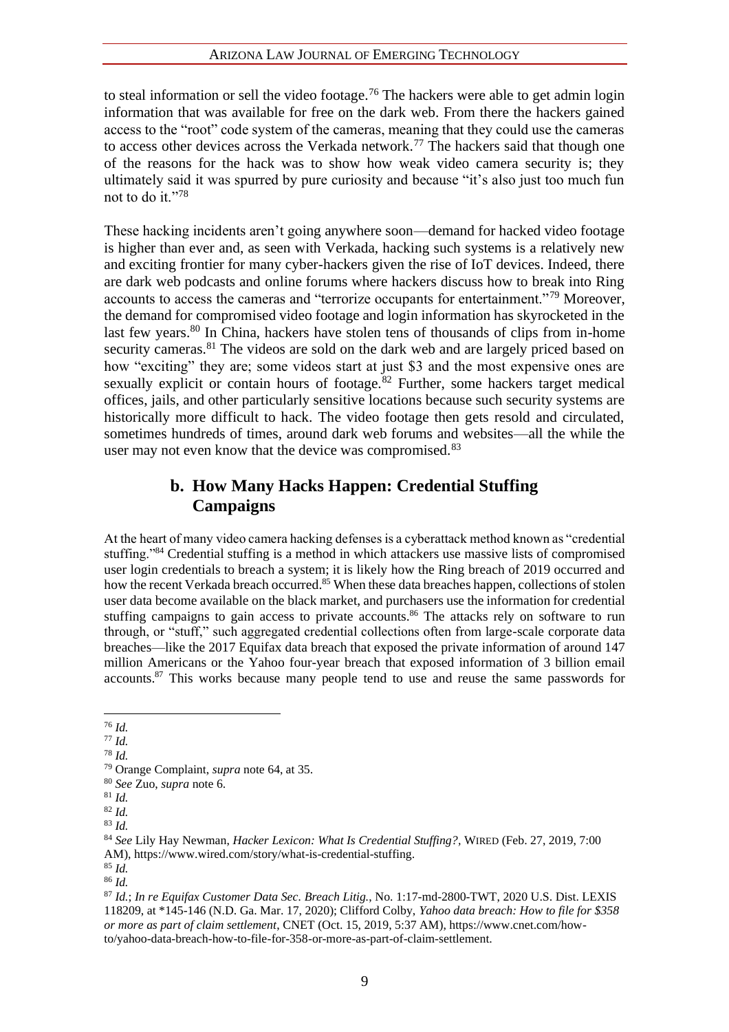to steal information or sell the video footage.[76] The hackers were able to get admin login information that was available for free on the dark web. From there the hackers gained access to the "root" code system of the cameras, meaning that they could use the cameras to access other devices across the Verkada network.[77] The hackers said that though one of the reasons for the hack was to show how weak video camera security is; they ultimately said it was spurred by pure curiosity and because "it's also just too much fun not to do it."[78]

These hacking incidents aren't going anywhere soon—demand for hacked video footage is higher than ever and, as seen with Verkada, hacking such systems is a relatively new and exciting frontier for many cyber-hackers given the rise of IoT devices. Indeed, there are dark web podcasts and online forums where hackers discuss how to break into Ring accounts to access the cameras and "terrorize occupants for entertainment."[79] Moreover, the demand for compromised video footage and login information has skyrocketed in the last few years.[80] In China, hackers have stolen tens of thousands of clips from in-home security cameras.[81] The videos are sold on the dark web and are largely priced based on how "exciting" they are; some videos start at just $3 and the most expensive ones are sexually explicit or contain hours of footage.[82] Further, some hackers target medical offices, jails, and other particularly sensitive locations because such security systems are historically more difficult to hack. The video footage then gets resold and circulated, sometimes hundreds of times, around dark web forums and websites—all the while the user may not even know that the device was compromised.[83]

### b. How Many Hacks Happen: Credential Stuffing Campaigns

At the heart of many video camera hacking defenses is a cyberattack method known as "credential stuffing."[84] Credential stuffing is a method in which attackers use massive lists of compromised user login credentials to breach a system; it is likely how the Ring breach of 2019 occurred and how the recent Verkada breach occurred.[85] When these data breaches happen, collections of stolen user data become available on the black market, and purchasers use the information for credential stuffing campaigns to gain access to private accounts.[86] The attacks rely on software to run through, or "stuff," such aggregated credential collections often from large-scale corporate data breaches—like the 2017 Equifax data breach that exposed the private information of around 147 million Americans or the Yahoo four-year breach that exposed information of 3 billion email accounts.[87] This works because many people tend to use and reuse the same passwords for

---

[76] *Id.*

[77] *Id.*

[78] *Id.*

[79] Orange Complaint, *supra* note 64, at 35.

[80] *See* Zuo, *supra* note 6.

[81] *Id.*

[82] *Id.*

[83] *Id.*

[84] *See* Lily Hay Newman, *Hacker Lexicon: What Is Credential Stuffing?*, WIRED (Feb. 27, 2019, 7:00 AM), https://www.wired.com/story/what-is-credential-stuffing.

[85] *Id.*

[86] *Id.*

[87] *Id.*; *In re Equifax Customer Data Sec. Breach Litig.*, No. 1:17-md-2800-TWT, 2020 U.S. Dist. LEXIS 118209, at *145-146 (N.D. Ga. Mar. 17, 2020); Clifford Colby, *Yahoo data breach: How to file for $358 or more as part of claim settlement*, CNET (Oct. 15, 2019, 5:37 AM), https://www.cnet.com/how-to/yahoo-data-breach-how-to-file-for-358-or-more-as-part-of-claim-settlement.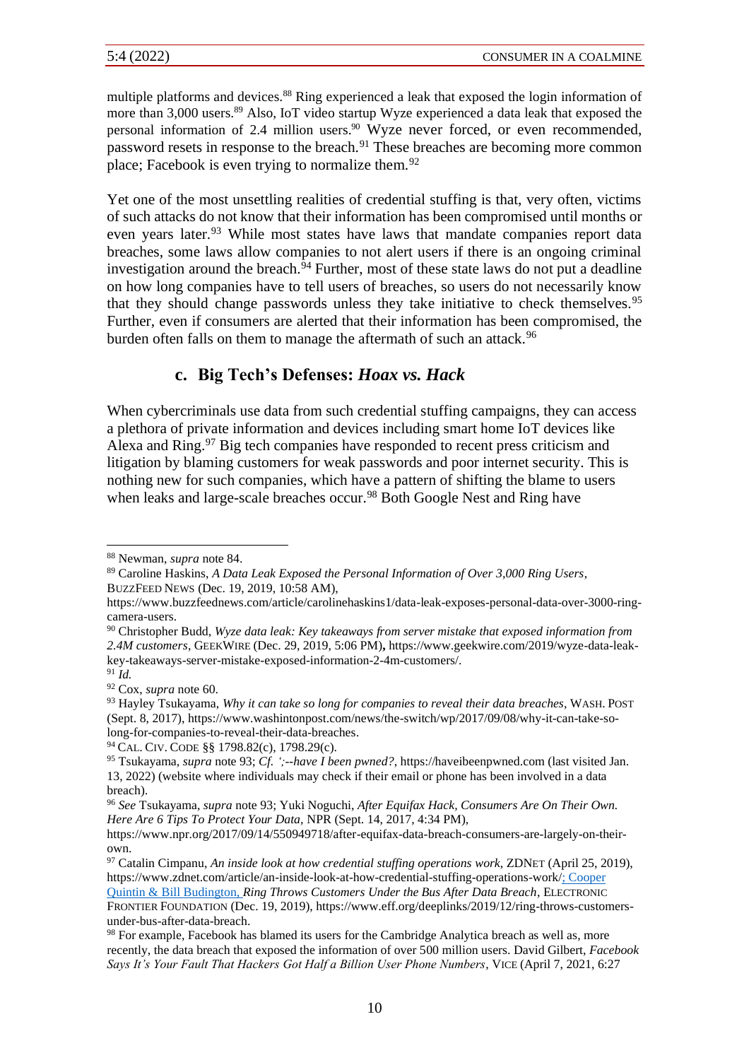multiple platforms and devices.[88] Ring experienced a leak that exposed the login information of more than 3,000 users.[89] Also, IoT video startup Wyze experienced a data leak that exposed the personal information of 2.4 million users.[90] Wyze never forced, or even recommended, password resets in response to the breach.[91] These breaches are becoming more common place; Facebook is even trying to normalize them.[92]

Yet one of the most unsettling realities of credential stuffing is that, very often, victims of such attacks do not know that their information has been compromised until months or even years later.[93] While most states have laws that mandate companies report data breaches, some laws allow companies to not alert users if there is an ongoing criminal investigation around the breach.[94] Further, most of these state laws do not put a deadline on how long companies have to tell users of breaches, so users do not necessarily know that they should change passwords unless they take initiative to check themselves.[95] Further, even if consumers are alerted that their information has been compromised, the burden often falls on them to manage the aftermath of such an attack.[96]

### c. Big Tech's Defenses: *Hoax vs. Hack*

When cybercriminals use data from such credential stuffing campaigns, they can access a plethora of private information and devices including smart home IoT devices like Alexa and Ring.[97] Big tech companies have responded to recent press criticism and litigation by blaming customers for weak passwords and poor internet security. This is nothing new for such companies, which have a pattern of shifting the blame to users when leaks and large-scale breaches occur.[98] Both Google Nest and Ring have

---

[88] Newman, *supra* note 84.

[89] Caroline Haskins, *A Data Leak Exposed the Personal Information of Over 3,000 Ring Users*, BUZZFEED NEWS (Dec. 19, 2019, 10:58 AM), https://www.buzzfeednews.com/article/carolinehaskins1/data-leak-exposes-personal-data-over-3000-ring-camera-users.

[90] Christopher Budd, *Wyze data leak: Key takeaways from server mistake that exposed information from 2.4M customers*, GEEKWIRE (Dec. 29, 2019, 5:06 PM), https://www.geekwire.com/2019/wyze-data-leak-key-takeaways-server-mistake-exposed-information-2-4m-customers/.

[91] *Id.*

[92] Cox, *supra* note 60.

[93] Hayley Tsukayama, *Why it can take so long for companies to reveal their data breaches*, WASH. POST (Sept. 8, 2017), https://www.washingtonpost.com/news/the-switch/wp/2017/09/08/why-it-can-take-so-long-for-companies-to-reveal-their-data-breaches.

[94] CAL. CIV. CODE §§ 1798.82(c), 1798.29(c).

[95] Tsukayama, *supra* note 93; *Cf. ';--have I been pwned?*, https://haveibeenpwned.com (last visited Jan. 13, 2022) (website where individuals may check if their email or phone has been involved in a data breach).

[96] *See* Tsukayama, *supra* note 93; Yuki Noguchi, *After Equifax Hack, Consumers Are On Their Own. Here Are 6 Tips To Protect Your Data*, NPR (Sept. 14, 2017, 4:34 PM), https://www.npr.org/2017/09/14/550949718/after-equifax-data-breach-consumers-are-largely-on-their-own.

[97] Catalin Cimpanu, *An inside look at how credential stuffing operations work*, ZDNET (April 25, 2019), https://www.zdnet.com/article/an-inside-look-at-how-credential-stuffing-operations-work/; Cooper Quintin & Bill Budington, *Ring Throws Customers Under the Bus After Data Breach*, ELECTRONIC FRONTIER FOUNDATION (Dec. 19, 2019), https://www.eff.org/deeplinks/2019/12/ring-throws-customers-under-bus-after-data-breach.

[98] For example, Facebook has blamed its users for the Cambridge Analytica breach as well as, more recently, the data breach that exposed the information of over 500 million users. David Gilbert, *Facebook Says It's Your Fault That Hackers Got Half a Billion User Phone Numbers*, VICE (April 7, 2021, 6:27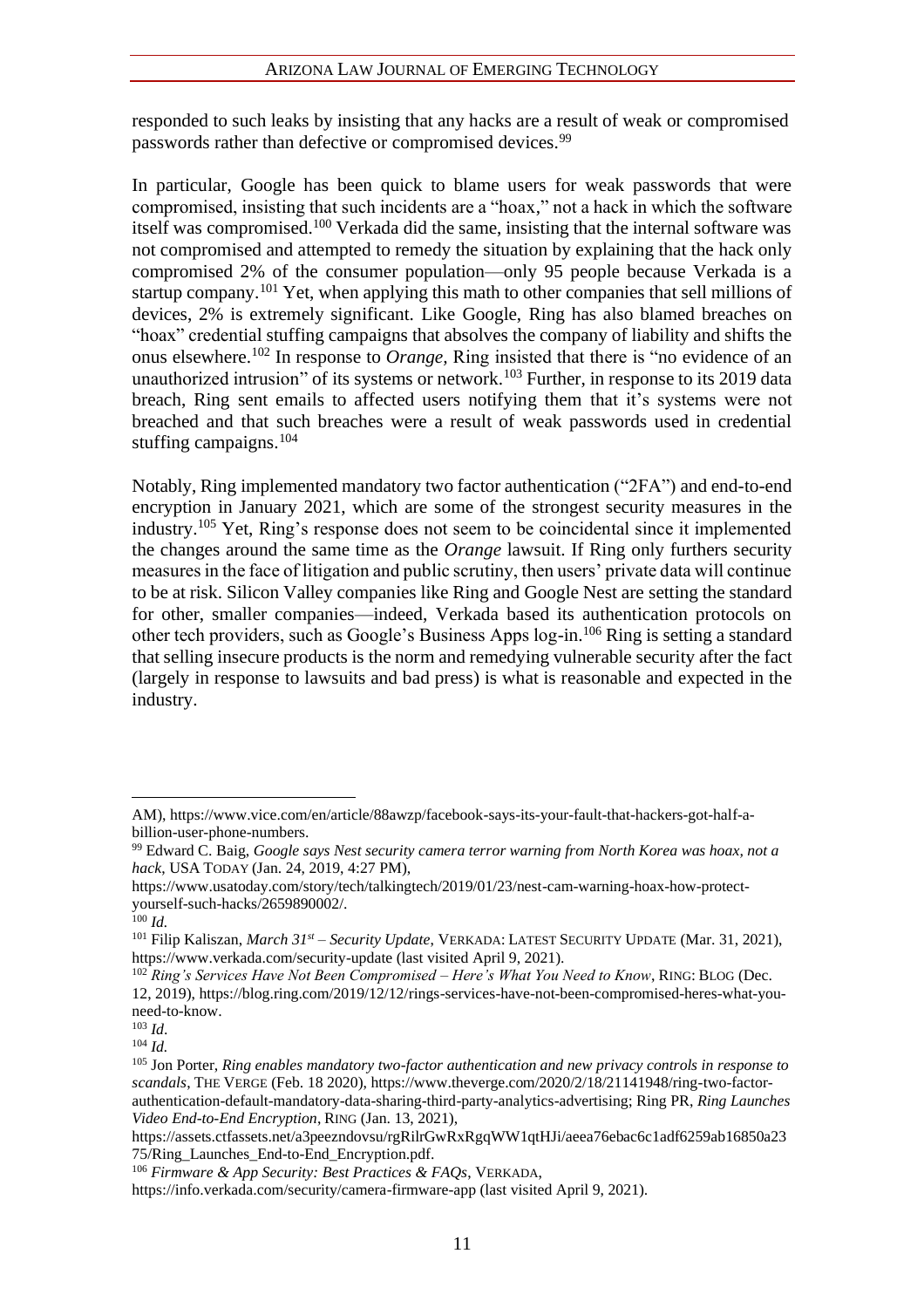responded to such leaks by insisting that any hacks are a result of weak or compromised passwords rather than defective or compromised devices.[99]

In particular, Google has been quick to blame users for weak passwords that were compromised, insisting that such incidents are a "hoax," not a hack in which the software itself was compromised.[100] Verkada did the same, insisting that the internal software was not compromised and attempted to remedy the situation by explaining that the hack only compromised 2% of the consumer population—only 95 people because Verkada is a startup company.[101] Yet, when applying this math to other companies that sell millions of devices, 2% is extremely significant. Like Google, Ring has also blamed breaches on "hoax" credential stuffing campaigns that absolves the company of liability and shifts the onus elsewhere.[102] In response to *Orange,* Ring insisted that there is "no evidence of an unauthorized intrusion" of its systems or network.[103] Further, in response to its 2019 data breach, Ring sent emails to affected users notifying them that it's systems were not breached and that such breaches were a result of weak passwords used in credential stuffing campaigns.[104]

Notably, Ring implemented mandatory two factor authentication ("2FA") and end-to-end encryption in January 2021, which are some of the strongest security measures in the industry.[105] Yet, Ring's response does not seem to be coincidental since it implemented the changes around the same time as the *Orange* lawsuit. If Ring only furthers security measures in the face of litigation and public scrutiny, then users' private data will continue to be at risk. Silicon Valley companies like Ring and Google Nest are setting the standard for other, smaller companies—indeed, Verkada based its authentication protocols on other tech providers, such as Google's Business Apps log-in.[106] Ring is setting a standard that selling insecure products is the norm and remedying vulnerable security after the fact (largely in response to lawsuits and bad press) is what is reasonable and expected in the industry.

---

AM), https://www.vice.com/en/article/88awzp/facebook-says-its-your-fault-that-hackers-got-half-a-billion-user-phone-numbers.

[99] Edward C. Baig, *Google says Nest security camera terror warning from North Korea was hoax, not a hack*, USA TODAY (Jan. 24, 2019, 4:27 PM), https://www.usatoday.com/story/tech/talkingtech/2019/01/23/nest-cam-warning-hoax-how-protect-yourself-such-hacks/2659890002/.

[100] *Id.*

[101] Filip Kaliszan, *March 31st – Security Update,* VERKADA: LATEST SECURITY UPDATE (Mar. 31, 2021), https://www.verkada.com/security-update (last visited April 9, 2021).

[102] *Ring's Services Have Not Been Compromised – Here's What You Need to Know*, RING: BLOG (Dec. 12, 2019), https://blog.ring.com/2019/12/12/rings-services-have-not-been-compromised-heres-what-you-need-to-know.

[103] *Id*.

[104] *Id.*

[105] Jon Porter, *Ring enables mandatory two-factor authentication and new privacy controls in response to scandals*, THE VERGE (Feb. 18 2020), https://www.theverge.com/2020/2/18/21141948/ring-two-factor-authentication-default-mandatory-data-sharing-third-party-analytics-advertising; Ring PR, *Ring Launches Video End-to-End Encryption*, RING (Jan. 13, 2021), https://assets.ctfassets.net/a3peezndovsu/rgRilrGwRxRgqWW1qtHJi/aeea76ebac6c1adf6259ab16850a2375/Ring_Launches_End-to-End_Encryption.pdf.

[106] *Firmware & App Security: Best Practices & FAQs*, VERKADA, https://info.verkada.com/security/camera-firmware-app (last visited April 9, 2021).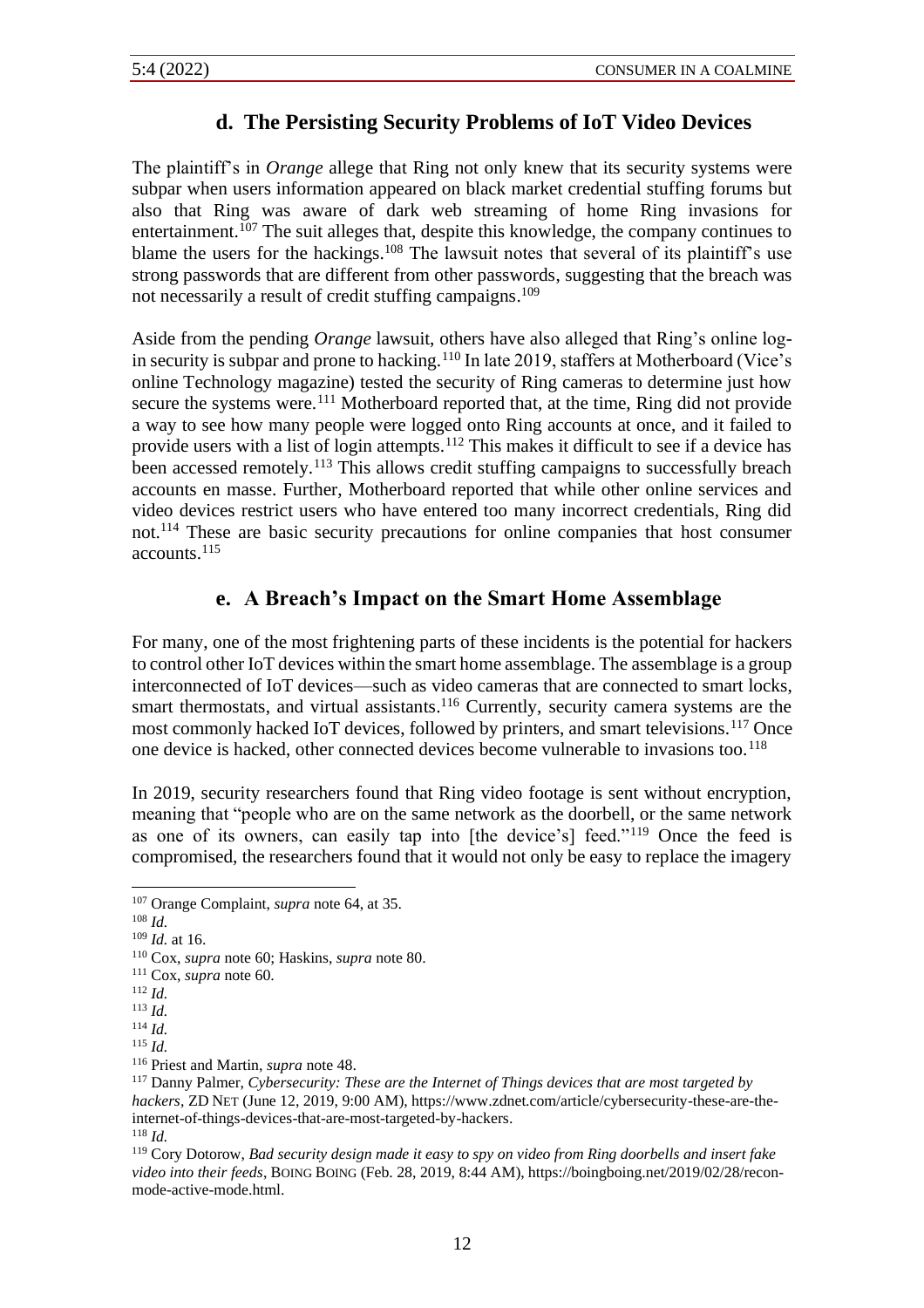### d. The Persisting Security Problems of IoT Video Devices

The plaintiff's in *Orange* allege that Ring not only knew that its security systems were subpar when users information appeared on black market credential stuffing forums but also that Ring was aware of dark web streaming of home Ring invasions for entertainment.[107] The suit alleges that, despite this knowledge, the company continues to blame the users for the hackings.[108] The lawsuit notes that several of its plaintiff's use strong passwords that are different from other passwords, suggesting that the breach was not necessarily a result of credit stuffing campaigns.[109]

Aside from the pending *Orange* lawsuit, others have also alleged that Ring's online log-in security is subpar and prone to hacking.[110] In late 2019, staffers at Motherboard (Vice's online Technology magazine) tested the security of Ring cameras to determine just how secure the systems were.[111] Motherboard reported that, at the time, Ring did not provide a way to see how many people were logged onto Ring accounts at once, and it failed to provide users with a list of login attempts.[112] This makes it difficult to see if a device has been accessed remotely.[113] This allows credit stuffing campaigns to successfully breach accounts en masse. Further, Motherboard reported that while other online services and video devices restrict users who have entered too many incorrect credentials, Ring did not.[114] These are basic security precautions for online companies that host consumer accounts.[115]

### e. A Breach's Impact on the Smart Home Assemblage

For many, one of the most frightening parts of these incidents is the potential for hackers to control other IoT devices within the smart home assemblage. The assemblage is a group interconnected of IoT devices—such as video cameras that are connected to smart locks, smart thermostats, and virtual assistants.[116] Currently, security camera systems are the most commonly hacked IoT devices, followed by printers, and smart televisions.[117] Once one device is hacked, other connected devices become vulnerable to invasions too.[118]

In 2019, security researchers found that Ring video footage is sent without encryption, meaning that "people who are on the same network as the doorbell, or the same network as one of its owners, can easily tap into [the device's] feed."[119] Once the feed is compromised, the researchers found that it would not only be easy to replace the imagery

---

[107] Orange Complaint, *supra* note 64, at 35.

[108] *Id.*

[109] *Id.* at 16.

[110] Cox, *supra* note 60; Haskins, *supra* note 80.

[111] Cox, *supra* note 60.

[112] *Id.*

[113] *Id.*

[114] *Id.*

[115] *Id.*

[116] Priest and Martin, *supra* note 48.

[117] Danny Palmer, *Cybersecurity: These are the Internet of Things devices that are most targeted by hackers*, ZD NET (June 12, 2019, 9:00 AM), https://www.zdnet.com/article/cybersecurity-these-are-the-internet-of-things-devices-that-are-most-targeted-by-hackers.

[118] *Id.*

[119] Cory Dotorow, *Bad security design made it easy to spy on video from Ring doorbells and insert fake video into their feeds*, BOING BOING (Feb. 28, 2019, 8:44 AM), https://boingboing.net/2019/02/28/recon-mode-active-mode.html.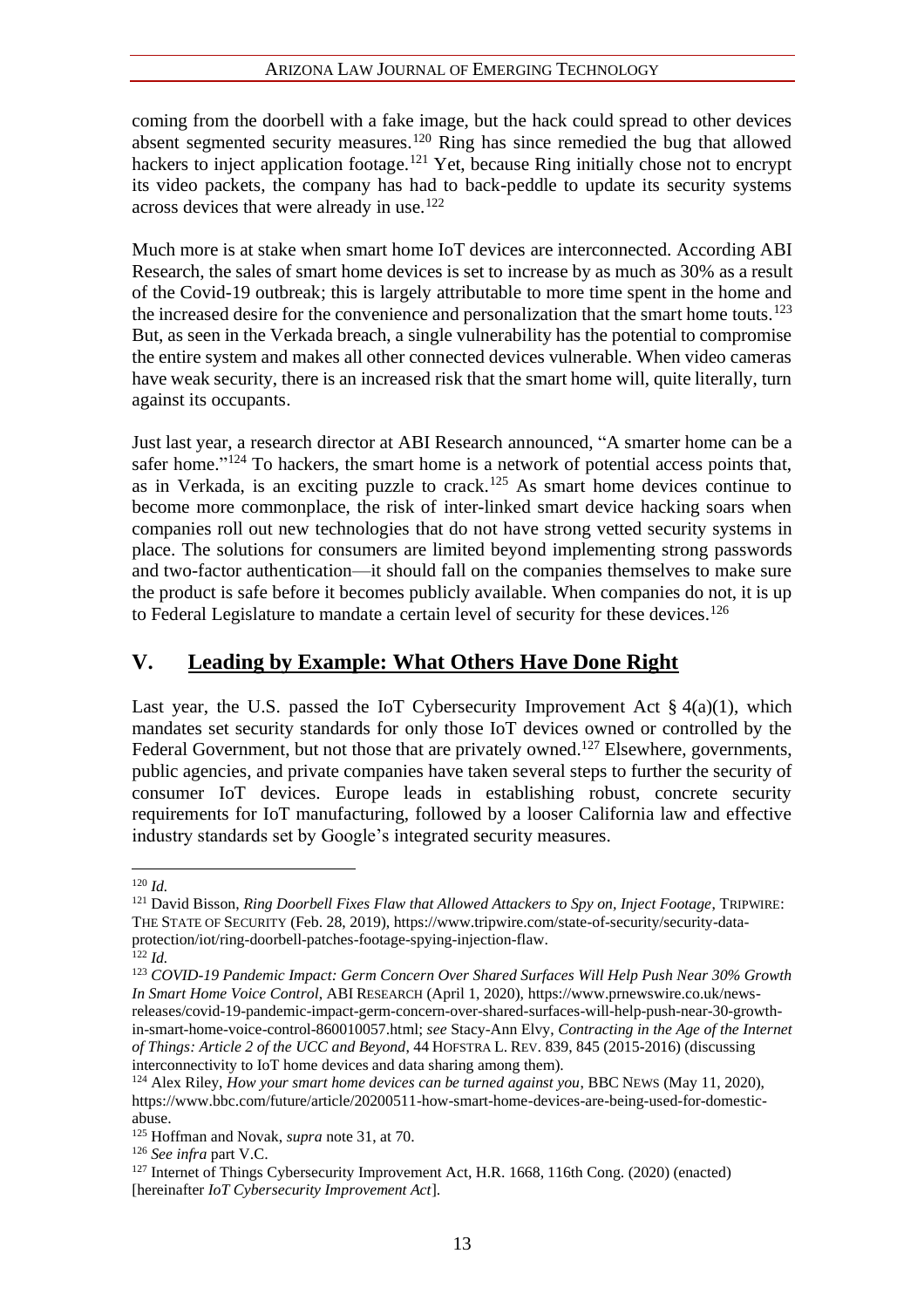coming from the doorbell with a fake image, but the hack could spread to other devices absent segmented security measures.[120] Ring has since remedied the bug that allowed hackers to inject application footage.[121] Yet, because Ring initially chose not to encrypt its video packets, the company has had to back-peddle to update its security systems across devices that were already in use.[122]

Much more is at stake when smart home IoT devices are interconnected. According ABI Research, the sales of smart home devices is set to increase by as much as 30% as a result of the Covid-19 outbreak; this is largely attributable to more time spent in the home and the increased desire for the convenience and personalization that the smart home touts.[123] But, as seen in the Verkada breach, a single vulnerability has the potential to compromise the entire system and makes all other connected devices vulnerable. When video cameras have weak security, there is an increased risk that the smart home will, quite literally, turn against its occupants.

Just last year, a research director at ABI Research announced, "A smarter home can be a safer home."[124] To hackers, the smart home is a network of potential access points that, as in Verkada, is an exciting puzzle to crack.[125] As smart home devices continue to become more commonplace, the risk of inter-linked smart device hacking soars when companies roll out new technologies that do not have strong vetted security systems in place. The solutions for consumers are limited beyond implementing strong passwords and two-factor authentication—it should fall on the companies themselves to make sure the product is safe before it becomes publicly available. When companies do not, it is up to Federal Legislature to mandate a certain level of security for these devices.[126]

## V. Leading by Example: What Others Have Done Right

Last year, the U.S. passed the IoT Cybersecurity Improvement Act § 4(a)(1), which mandates set security standards for only those IoT devices owned or controlled by the Federal Government, but not those that are privately owned.[127] Elsewhere, governments, public agencies, and private companies have taken several steps to further the security of consumer IoT devices. Europe leads in establishing robust, concrete security requirements for IoT manufacturing, followed by a looser California law and effective industry standards set by Google's integrated security measures.

---

[120] *Id.*

[121] David Bisson, *Ring Doorbell Fixes Flaw that Allowed Attackers to Spy on, Inject Footage*, TRIPWIRE: THE STATE OF SECURITY (Feb. 28, 2019), https://www.tripwire.com/state-of-security/security-data-protection/iot/ring-doorbell-patches-footage-spying-injection-flaw.

[122] *Id.*

[123] *COVID-19 Pandemic Impact: Germ Concern Over Shared Surfaces Will Help Push Near 30% Growth In Smart Home Voice Control*, ABI RESEARCH (April 1, 2020), https://www.prnewswire.co.uk/news-releases/covid-19-pandemic-impact-germ-concern-over-shared-surfaces-will-help-push-near-30-growth-in-smart-home-voice-control-860010057.html; *see* Stacy-Ann Elvy, *Contracting in the Age of the Internet of Things: Article 2 of the UCC and Beyond*, 44 HOFSTRA L. REV. 839, 845 (2015-2016) (discussing interconnectivity to IoT home devices and data sharing among them).

[124] Alex Riley, *How your smart home devices can be turned against you*, BBC NEWS (May 11, 2020), https://www.bbc.com/future/article/20200511-how-smart-home-devices-are-being-used-for-domestic-abuse.

[125] Hoffman and Novak, *supra* note 31, at 70.

[126] *See infra* part V.C.

[127] Internet of Things Cybersecurity Improvement Act, H.R. 1668, 116th Cong. (2020) (enacted) [hereinafter *IoT Cybersecurity Improvement Act*].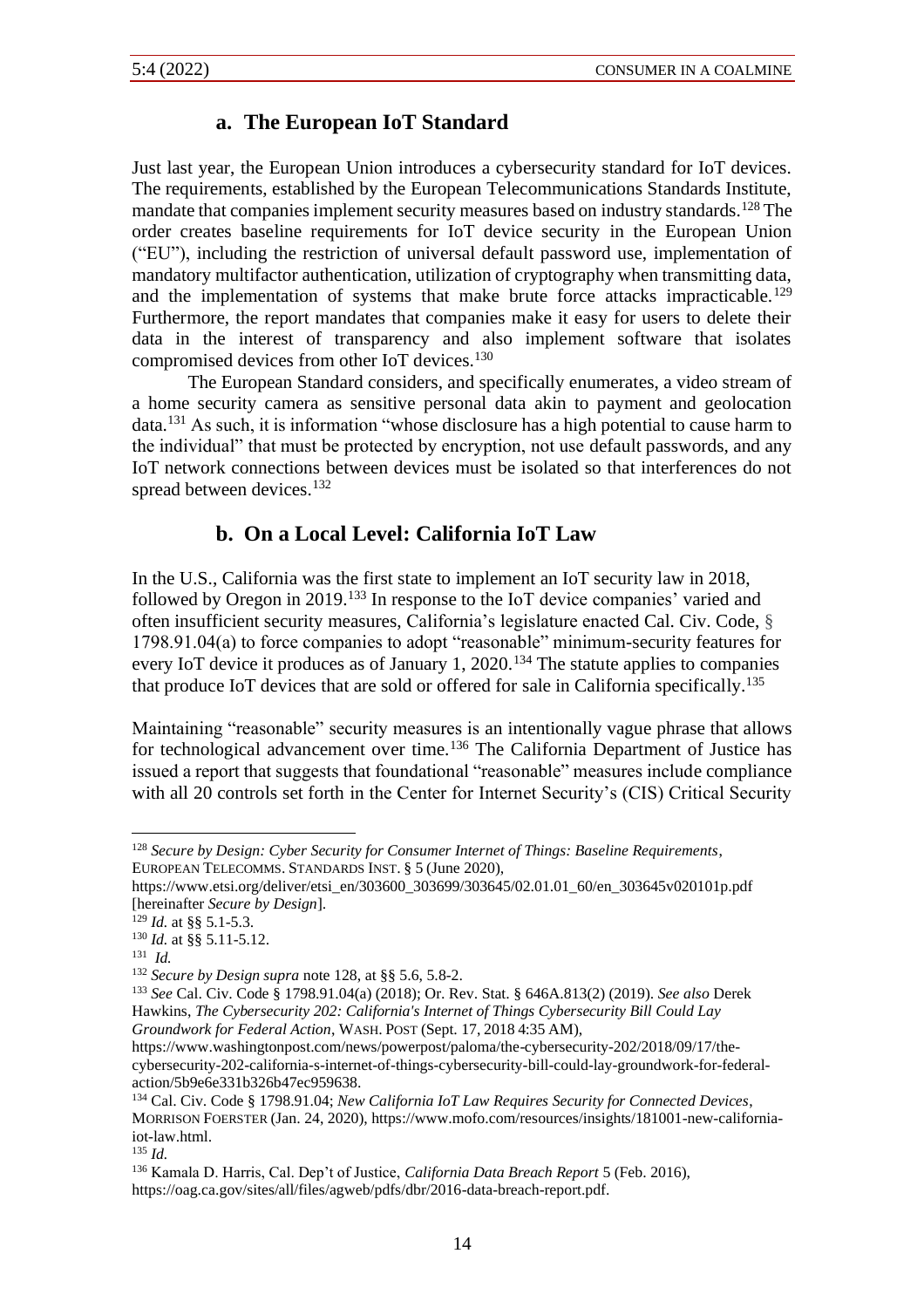### a. The European IoT Standard

Just last year, the European Union introduces a cybersecurity standard for IoT devices. The requirements, established by the European Telecommunications Standards Institute, mandate that companies implement security measures based on industry standards.[128] The order creates baseline requirements for IoT device security in the European Union ("EU"), including the restriction of universal default password use, implementation of mandatory multifactor authentication, utilization of cryptography when transmitting data, and the implementation of systems that make brute force attacks impracticable.[129] Furthermore, the report mandates that companies make it easy for users to delete their data in the interest of transparency and also implement software that isolates compromised devices from other IoT devices.[130]

The European Standard considers, and specifically enumerates, a video stream of a home security camera as sensitive personal data akin to payment and geolocation data.[131] As such, it is information "whose disclosure has a high potential to cause harm to the individual" that must be protected by encryption, not use default passwords, and any IoT network connections between devices must be isolated so that interferences do not spread between devices.[132]

### b. On a Local Level: California IoT Law

In the U.S., California was the first state to implement an IoT security law in 2018, followed by Oregon in 2019.[133] In response to the IoT device companies' varied and often insufficient security measures, California's legislature enacted Cal. Civ. Code, § 1798.91.04(a) to force companies to adopt "reasonable" minimum-security features for every IoT device it produces as of January 1, 2020.[134] The statute applies to companies that produce IoT devices that are sold or offered for sale in California specifically.[135]

Maintaining "reasonable" security measures is an intentionally vague phrase that allows for technological advancement over time.[136] The California Department of Justice has issued a report that suggests that foundational "reasonable" measures include compliance with all 20 controls set forth in the Center for Internet Security's (CIS) Critical Security

---

[128] *Secure by Design: Cyber Security for Consumer Internet of Things: Baseline Requirements*, EUROPEAN TELECOMMS. STANDARDS INST. § 5 (June 2020), https://www.etsi.org/deliver/etsi_en/303600_303699/303645/02.01.01_60/en_303645v020101p.pdf [hereinafter *Secure by Design*].

[129] *Id.* at §§ 5.1-5.3.

[130] *Id.* at §§ 5.11-5.12.

[131] *Id.*

[132] *Secure by Design supra* note 128, at §§ 5.6, 5.8-2.

[133] *See* Cal. Civ. Code § 1798.91.04(a) (2018); Or. Rev. Stat. § 646A.813(2) (2019). *See also* Derek Hawkins, *The Cybersecurity 202: California's Internet of Things Cybersecurity Bill Could Lay Groundwork for Federal Action*, WASH. POST (Sept. 17, 2018 4:35 AM), https://www.washingtonpost.com/news/powerpost/paloma/the-cybersecurity-202/2018/09/17/the-cybersecurity-202-california-s-internet-of-things-cybersecurity-bill-could-lay-groundwork-for-federal-action/5b9e6e331b326b47ec959638.

[134] Cal. Civ. Code § 1798.91.04; *New California IoT Law Requires Security for Connected Devices*, MORRISON FOERSTER (Jan. 24, 2020), https://www.mofo.com/resources/insights/181001-new-california-iot-law.html.

[135] *Id.*

[136] Kamala D. Harris, Cal. Dep't of Justice, *California Data Breach Report* 5 (Feb. 2016), https://oag.ca.gov/sites/all/files/agweb/pdfs/dbr/2016-data-breach-report.pdf.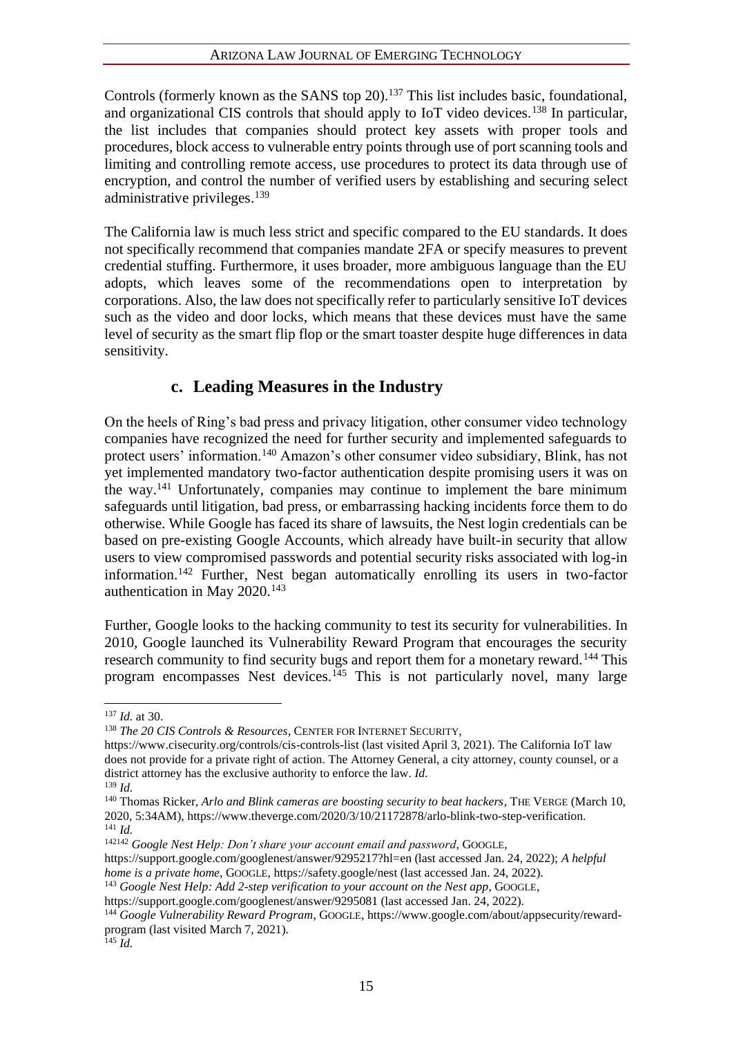Controls (formerly known as the SANS top 20).[137] This list includes basic, foundational, and organizational CIS controls that should apply to IoT video devices.[138] In particular, the list includes that companies should protect key assets with proper tools and procedures, block access to vulnerable entry points through use of port scanning tools and limiting and controlling remote access, use procedures to protect its data through use of encryption, and control the number of verified users by establishing and securing select administrative privileges.[139]

The California law is much less strict and specific compared to the EU standards. It does not specifically recommend that companies mandate 2FA or specify measures to prevent credential stuffing. Furthermore, it uses broader, more ambiguous language than the EU adopts, which leaves some of the recommendations open to interpretation by corporations. Also, the law does not specifically refer to particularly sensitive IoT devices such as the video and door locks, which means that these devices must have the same level of security as the smart flip flop or the smart toaster despite huge differences in data sensitivity.

### c. Leading Measures in the Industry

On the heels of Ring's bad press and privacy litigation, other consumer video technology companies have recognized the need for further security and implemented safeguards to protect users' information.[140] Amazon's other consumer video subsidiary, Blink, has not yet implemented mandatory two-factor authentication despite promising users it was on the way.[141] Unfortunately, companies may continue to implement the bare minimum safeguards until litigation, bad press, or embarrassing hacking incidents force them to do otherwise. While Google has faced its share of lawsuits, the Nest login credentials can be based on pre-existing Google Accounts, which already have built-in security that allow users to view compromised passwords and potential security risks associated with log-in information.[142] Further, Nest began automatically enrolling its users in two-factor authentication in May 2020.[143]

Further, Google looks to the hacking community to test its security for vulnerabilities. In 2010, Google launched its Vulnerability Reward Program that encourages the security research community to find security bugs and report them for a monetary reward.[144] This program encompasses Nest devices.[145] This is not particularly novel, many large

---

[137] *Id.* at 30.

[138] *The 20 CIS Controls & Resources*, CENTER FOR INTERNET SECURITY, https://www.cisecurity.org/controls/cis-controls-list (last visited April 3, 2021). The California IoT law does not provide for a private right of action. The Attorney General, a city attorney, county counsel, or a district attorney has the exclusive authority to enforce the law. *Id.*

[139] *Id.*

[140] Thomas Ricker, *Arlo and Blink cameras are boosting security to beat hackers*, THE VERGE (March 10, 2020, 5:34AM), https://www.theverge.com/2020/3/10/21172878/arlo-blink-two-step-verification.

[141] *Id.*

[142142] *Google Nest Help: Don't share your account email and password*, GOOGLE, https://support.google.com/googlenest/answer/9295217?hl=en (last accessed Jan. 24, 2022); *A helpful home is a private home*, GOOGLE, https://safety.google/nest (last accessed Jan. 24, 2022).

[143] *Google Nest Help: Add 2-step verification to your account on the Nest app*, GOOGLE, https://support.google.com/googlenest/answer/9295081 (last accessed Jan. 24, 2022).

[144] *Google Vulnerability Reward Program*, GOOGLE, https://www.google.com/about/appsecurity/reward-program (last visited March 7, 2021).

[145] *Id.*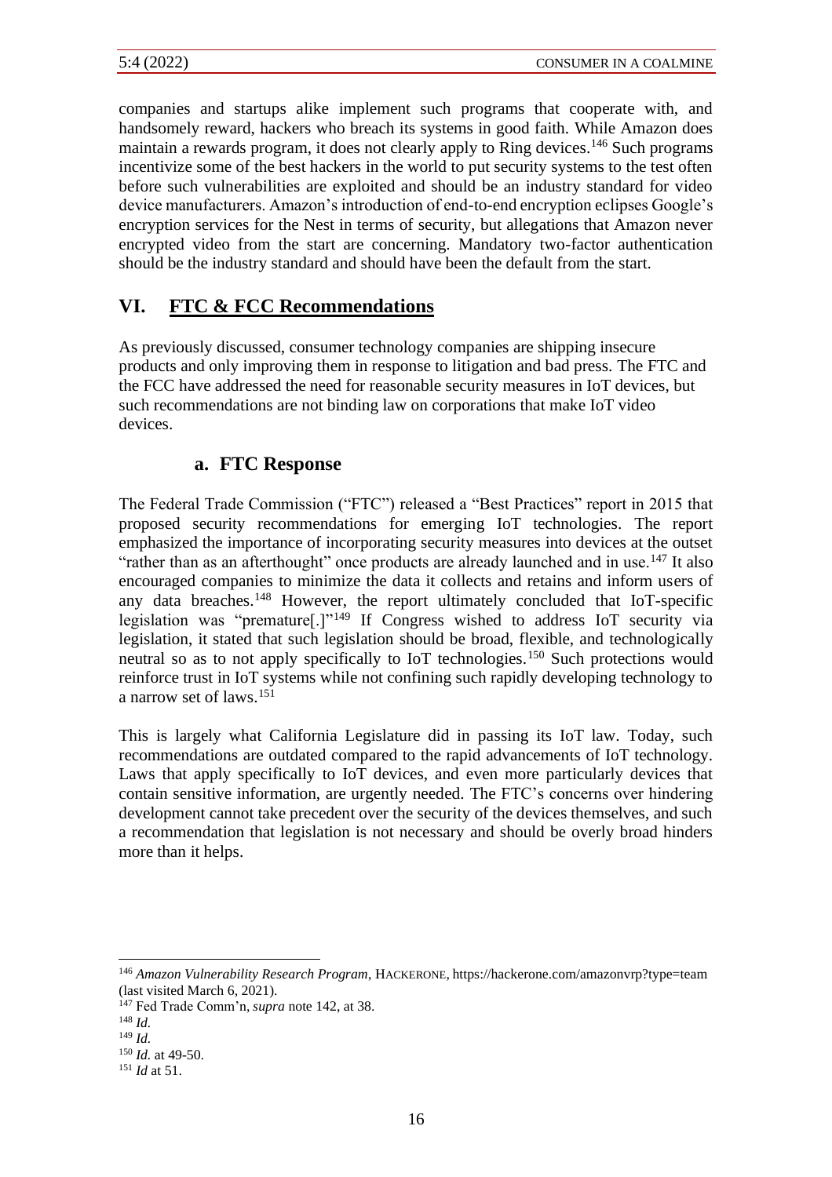companies and startups alike implement such programs that cooperate with, and handsomely reward, hackers who breach its systems in good faith. While Amazon does maintain a rewards program, it does not clearly apply to Ring devices.[146] Such programs incentivize some of the best hackers in the world to put security systems to the test often before such vulnerabilities are exploited and should be an industry standard for video device manufacturers. Amazon's introduction of end-to-end encryption eclipses Google's encryption services for the Nest in terms of security, but allegations that Amazon never encrypted video from the start are concerning. Mandatory two-factor authentication should be the industry standard and should have been the default from the start.

## VI. FTC & FCC Recommendations

As previously discussed, consumer technology companies are shipping insecure products and only improving them in response to litigation and bad press. The FTC and the FCC have addressed the need for reasonable security measures in IoT devices, but such recommendations are not binding law on corporations that make IoT video devices.

### a. FTC Response

The Federal Trade Commission ("FTC") released a "Best Practices" report in 2015 that proposed security recommendations for emerging IoT technologies. The report emphasized the importance of incorporating security measures into devices at the outset "rather than as an afterthought" once products are already launched and in use.[147] It also encouraged companies to minimize the data it collects and retains and inform users of any data breaches.[148] However, the report ultimately concluded that IoT-specific legislation was "premature[.]"[149] If Congress wished to address IoT security via legislation, it stated that such legislation should be broad, flexible, and technologically neutral so as to not apply specifically to IoT technologies.[150] Such protections would reinforce trust in IoT systems while not confining such rapidly developing technology to a narrow set of laws.[151]

This is largely what California Legislature did in passing its IoT law. Today, such recommendations are outdated compared to the rapid advancements of IoT technology. Laws that apply specifically to IoT devices, and even more particularly devices that contain sensitive information, are urgently needed. The FTC's concerns over hindering development cannot take precedent over the security of the devices themselves, and such a recommendation that legislation is not necessary and should be overly broad hinders more than it helps.

---

[146] *Amazon Vulnerability Research Program*, HACKERONE, https://hackerone.com/amazonvrp?type=team (last visited March 6, 2021).

[147] Fed Trade Comm'n, *supra* note 142, at 38.

[148] *Id.*

[149] *Id.*

[150] *Id.* at 49-50.

[151] *Id* at 51.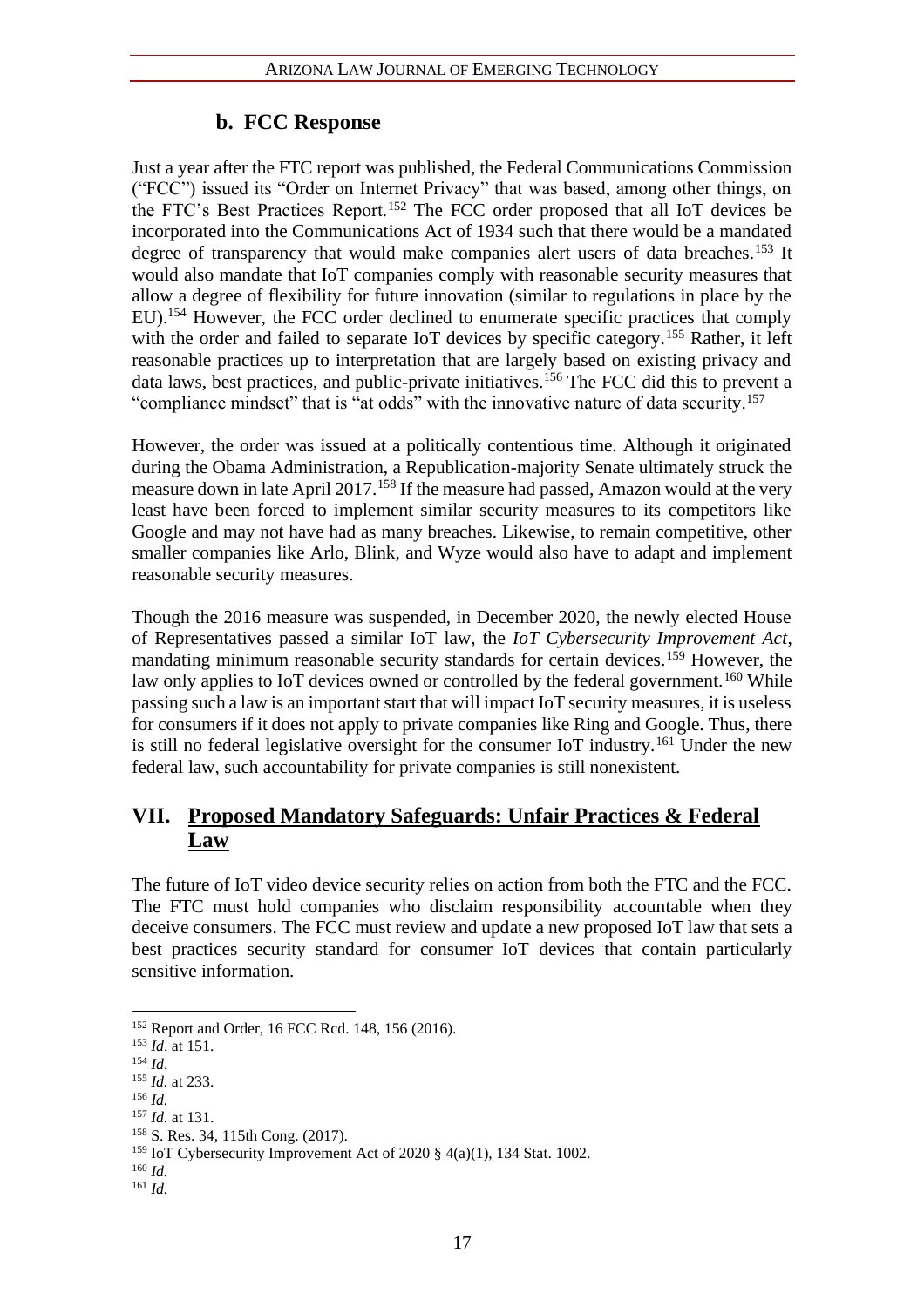### b. FCC Response

Just a year after the FTC report was published, the Federal Communications Commission ("FCC") issued its "Order on Internet Privacy" that was based, among other things, on the FTC's Best Practices Report.[152] The FCC order proposed that all IoT devices be incorporated into the Communications Act of 1934 such that there would be a mandated degree of transparency that would make companies alert users of data breaches.[153] It would also mandate that IoT companies comply with reasonable security measures that allow a degree of flexibility for future innovation (similar to regulations in place by the EU).[154] However, the FCC order declined to enumerate specific practices that comply with the order and failed to separate IoT devices by specific category.[155] Rather, it left reasonable practices up to interpretation that are largely based on existing privacy and data laws, best practices, and public-private initiatives.[156] The FCC did this to prevent a "compliance mindset" that is "at odds" with the innovative nature of data security.[157]

However, the order was issued at a politically contentious time. Although it originated during the Obama Administration, a Republication-majority Senate ultimately struck the measure down in late April 2017.[158] If the measure had passed, Amazon would at the very least have been forced to implement similar security measures to its competitors like Google and may not have had as many breaches. Likewise, to remain competitive, other smaller companies like Arlo, Blink, and Wyze would also have to adapt and implement reasonable security measures.

Though the 2016 measure was suspended, in December 2020, the newly elected House of Representatives passed a similar IoT law, the *IoT Cybersecurity Improvement Act*, mandating minimum reasonable security standards for certain devices.[159] However, the law only applies to IoT devices owned or controlled by the federal government.[160] While passing such a law is an important start that will impact IoT security measures, it is useless for consumers if it does not apply to private companies like Ring and Google. Thus, there is still no federal legislative oversight for the consumer IoT industry.[161] Under the new federal law, such accountability for private companies is still nonexistent.

## VII. Proposed Mandatory Safeguards: Unfair Practices & Federal Law

The future of IoT video device security relies on action from both the FTC and the FCC. The FTC must hold companies who disclaim responsibility accountable when they deceive consumers. The FCC must review and update a new proposed IoT law that sets a best practices security standard for consumer IoT devices that contain particularly sensitive information.

---

[152] Report and Order, 16 FCC Rcd. 148, 156 (2016).
[153] *Id*. at 151.
[154] *Id*.
[155] *Id.* at 233.
[156] *Id.*
[157] *Id.* at 131.
[158] S. Res. 34, 115th Cong. (2017).
[159] IoT Cybersecurity Improvement Act of 2020 § 4(a)(1), 134 Stat. 1002.
[160] *Id.*
[161] *Id.*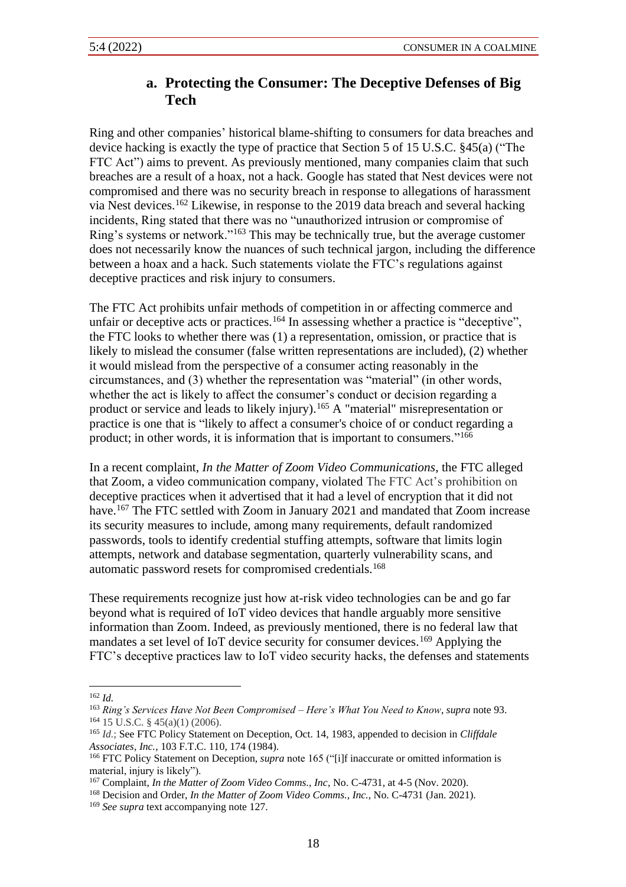### a. Protecting the Consumer: The Deceptive Defenses of Big Tech

Ring and other companies' historical blame-shifting to consumers for data breaches and device hacking is exactly the type of practice that Section 5 of 15 U.S.C. §45(a) ("The FTC Act") aims to prevent. As previously mentioned, many companies claim that such breaches are a result of a hoax, not a hack. Google has stated that Nest devices were not compromised and there was no security breach in response to allegations of harassment via Nest devices.[162] Likewise, in response to the 2019 data breach and several hacking incidents, Ring stated that there was no "unauthorized intrusion or compromise of Ring's systems or network."[163] This may be technically true, but the average customer does not necessarily know the nuances of such technical jargon, including the difference between a hoax and a hack. Such statements violate the FTC's regulations against deceptive practices and risk injury to consumers.

The FTC Act prohibits unfair methods of competition in or affecting commerce and unfair or deceptive acts or practices.[164] In assessing whether a practice is "deceptive", the FTC looks to whether there was (1) a representation, omission, or practice that is likely to mislead the consumer (false written representations are included), (2) whether it would mislead from the perspective of a consumer acting reasonably in the circumstances, and (3) whether the representation was "material" (in other words, whether the act is likely to affect the consumer's conduct or decision regarding a product or service and leads to likely injury).[165] A "material" misrepresentation or practice is one that is "likely to affect a consumer's choice of or conduct regarding a product; in other words, it is information that is important to consumers."[166]

In a recent complaint, *In the Matter of Zoom Video Communications*, the FTC alleged that Zoom, a video communication company, violated The FTC Act's prohibition on deceptive practices when it advertised that it had a level of encryption that it did not have.[167] The FTC settled with Zoom in January 2021 and mandated that Zoom increase its security measures to include, among many requirements, default randomized passwords, tools to identify credential stuffing attempts, software that limits login attempts, network and database segmentation, quarterly vulnerability scans, and automatic password resets for compromised credentials.[168]

These requirements recognize just how at-risk video technologies can be and go far beyond what is required of IoT video devices that handle arguably more sensitive information than Zoom. Indeed, as previously mentioned, there is no federal law that mandates a set level of IoT device security for consumer devices.[169] Applying the FTC's deceptive practices law to IoT video security hacks, the defenses and statements

---

[162] *Id.*

[163] *Ring's Services Have Not Been Compromised – Here's What You Need to Know*, *supra* note 93.

[164] 15 U.S.C. § 45(a)(1) (2006).

[165] *Id.*; See FTC Policy Statement on Deception, Oct. 14, 1983, appended to decision in *Cliffdale Associates, Inc.*, 103 F.T.C. 110, 174 (1984).

[166] FTC Policy Statement on Deception, *supra* note 165 ("[i]f inaccurate or omitted information is material, injury is likely").

[167] Complaint, *In the Matter of Zoom Video Comms., Inc*, No. C-4731, at 4-5 (Nov. 2020).

[168] Decision and Order, *In the Matter of Zoom Video Comms., Inc.*, No. C-4731 (Jan. 2021).

[169] *See supra* text accompanying note 127.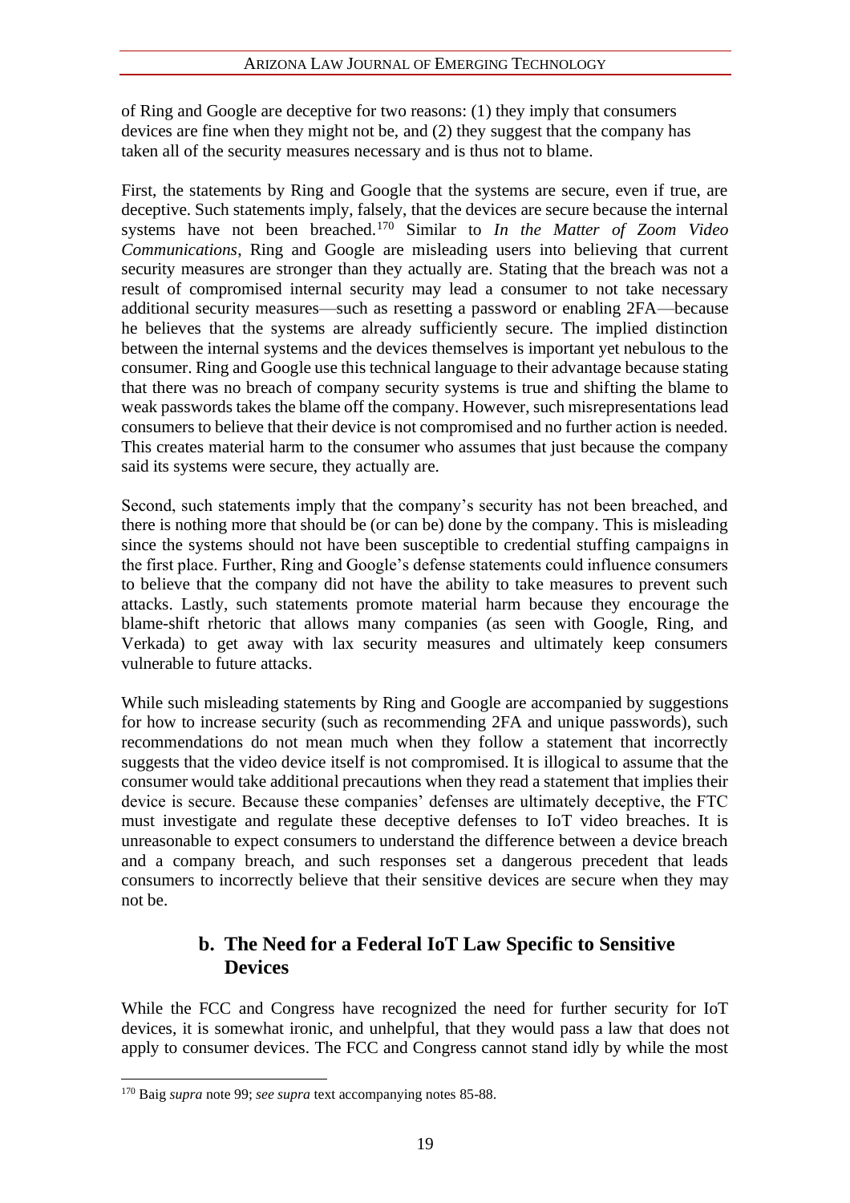of Ring and Google are deceptive for two reasons: (1) they imply that consumers devices are fine when they might not be, and (2) they suggest that the company has taken all of the security measures necessary and is thus not to blame.

First, the statements by Ring and Google that the systems are secure, even if true, are deceptive. Such statements imply, falsely, that the devices are secure because the internal systems have not been breached.[170] Similar to *In the Matter of Zoom Video Communications*, Ring and Google are misleading users into believing that current security measures are stronger than they actually are. Stating that the breach was not a result of compromised internal security may lead a consumer to not take necessary additional security measures—such as resetting a password or enabling 2FA—because he believes that the systems are already sufficiently secure. The implied distinction between the internal systems and the devices themselves is important yet nebulous to the consumer. Ring and Google use this technical language to their advantage because stating that there was no breach of company security systems is true and shifting the blame to weak passwords takes the blame off the company. However, such misrepresentations lead consumers to believe that their device is not compromised and no further action is needed. This creates material harm to the consumer who assumes that just because the company said its systems were secure, they actually are.

Second, such statements imply that the company's security has not been breached, and there is nothing more that should be (or can be) done by the company. This is misleading since the systems should not have been susceptible to credential stuffing campaigns in the first place. Further, Ring and Google's defense statements could influence consumers to believe that the company did not have the ability to take measures to prevent such attacks. Lastly, such statements promote material harm because they encourage the blame-shift rhetoric that allows many companies (as seen with Google, Ring, and Verkada) to get away with lax security measures and ultimately keep consumers vulnerable to future attacks.

While such misleading statements by Ring and Google are accompanied by suggestions for how to increase security (such as recommending 2FA and unique passwords), such recommendations do not mean much when they follow a statement that incorrectly suggests that the video device itself is not compromised. It is illogical to assume that the consumer would take additional precautions when they read a statement that implies their device is secure. Because these companies' defenses are ultimately deceptive, the FTC must investigate and regulate these deceptive defenses to IoT video breaches. It is unreasonable to expect consumers to understand the difference between a device breach and a company breach, and such responses set a dangerous precedent that leads consumers to incorrectly believe that their sensitive devices are secure when they may not be.

### b. The Need for a Federal IoT Law Specific to Sensitive Devices

While the FCC and Congress have recognized the need for further security for IoT devices, it is somewhat ironic, and unhelpful, that they would pass a law that does not apply to consumer devices. The FCC and Congress cannot stand idly by while the most

[170] Baig *supra* note 99; *see supra* text accompanying notes 85-88.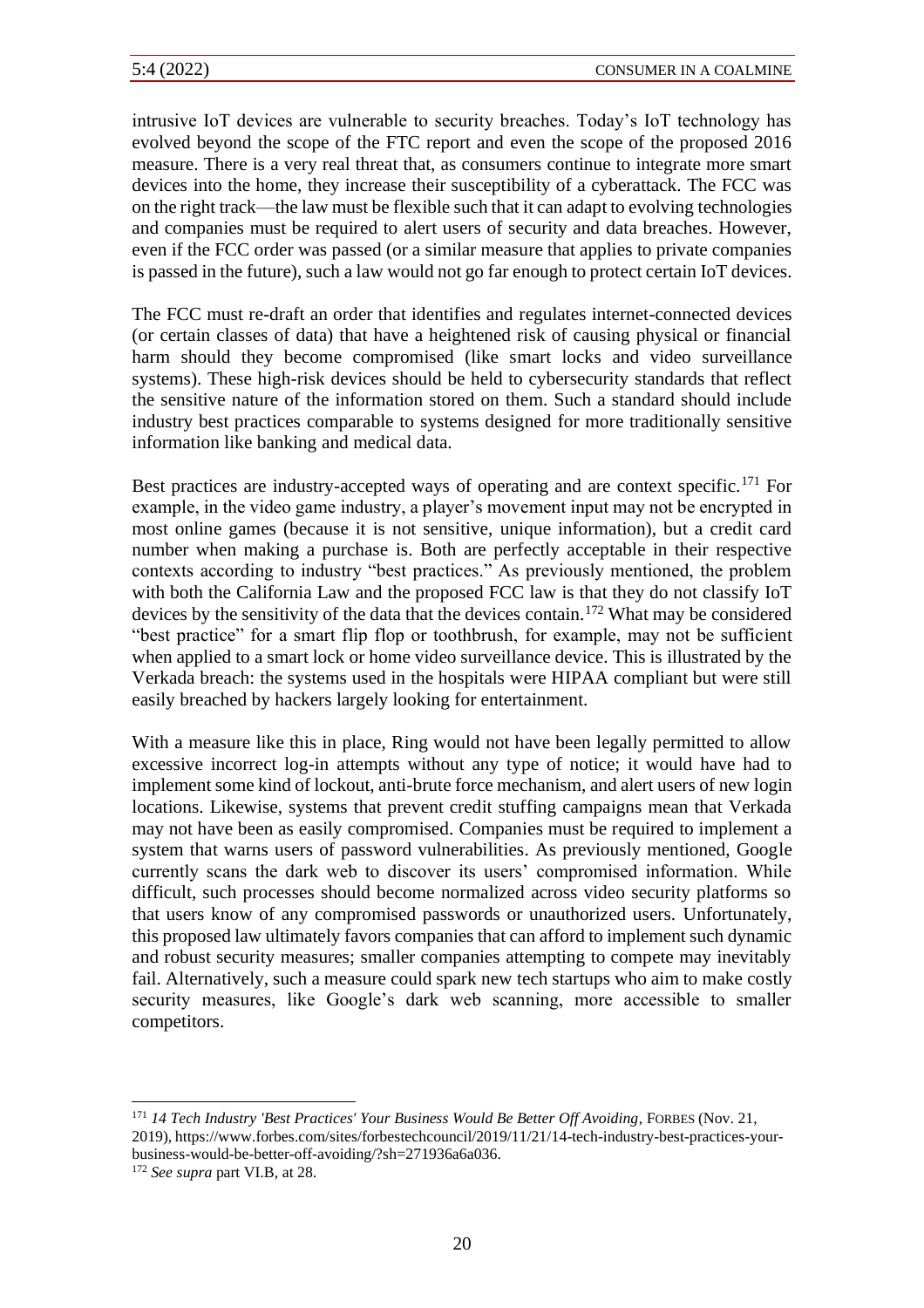intrusive IoT devices are vulnerable to security breaches. Today's IoT technology has evolved beyond the scope of the FTC report and even the scope of the proposed 2016 measure. There is a very real threat that, as consumers continue to integrate more smart devices into the home, they increase their susceptibility of a cyberattack. The FCC was on the right track—the law must be flexible such that it can adapt to evolving technologies and companies must be required to alert users of security and data breaches. However, even if the FCC order was passed (or a similar measure that applies to private companies is passed in the future), such a law would not go far enough to protect certain IoT devices.

The FCC must re-draft an order that identifies and regulates internet-connected devices (or certain classes of data) that have a heightened risk of causing physical or financial harm should they become compromised (like smart locks and video surveillance systems). These high-risk devices should be held to cybersecurity standards that reflect the sensitive nature of the information stored on them. Such a standard should include industry best practices comparable to systems designed for more traditionally sensitive information like banking and medical data.

Best practices are industry-accepted ways of operating and are context specific.[171] For example, in the video game industry, a player's movement input may not be encrypted in most online games (because it is not sensitive, unique information), but a credit card number when making a purchase is. Both are perfectly acceptable in their respective contexts according to industry "best practices." As previously mentioned, the problem with both the California Law and the proposed FCC law is that they do not classify IoT devices by the sensitivity of the data that the devices contain.[172] What may be considered "best practice" for a smart flip flop or toothbrush, for example, may not be sufficient when applied to a smart lock or home video surveillance device. This is illustrated by the Verkada breach: the systems used in the hospitals were HIPAA compliant but were still easily breached by hackers largely looking for entertainment.

With a measure like this in place, Ring would not have been legally permitted to allow excessive incorrect log-in attempts without any type of notice; it would have had to implement some kind of lockout, anti-brute force mechanism, and alert users of new login locations. Likewise, systems that prevent credit stuffing campaigns mean that Verkada may not have been as easily compromised. Companies must be required to implement a system that warns users of password vulnerabilities. As previously mentioned, Google currently scans the dark web to discover its users' compromised information. While difficult, such processes should become normalized across video security platforms so that users know of any compromised passwords or unauthorized users. Unfortunately, this proposed law ultimately favors companies that can afford to implement such dynamic and robust security measures; smaller companies attempting to compete may inevitably fail. Alternatively, such a measure could spark new tech startups who aim to make costly security measures, like Google's dark web scanning, more accessible to smaller competitors.

---

[171] *14 Tech Industry 'Best Practices' Your Business Would Be Better Off Avoiding*, FORBES (Nov. 21, 2019), https://www.forbes.com/sites/forbestechcouncil/2019/11/21/14-tech-industry-best-practices-your-business-would-be-better-off-avoiding/?sh=271936a6a036.

[172] *See supra* part VI.B, at 28.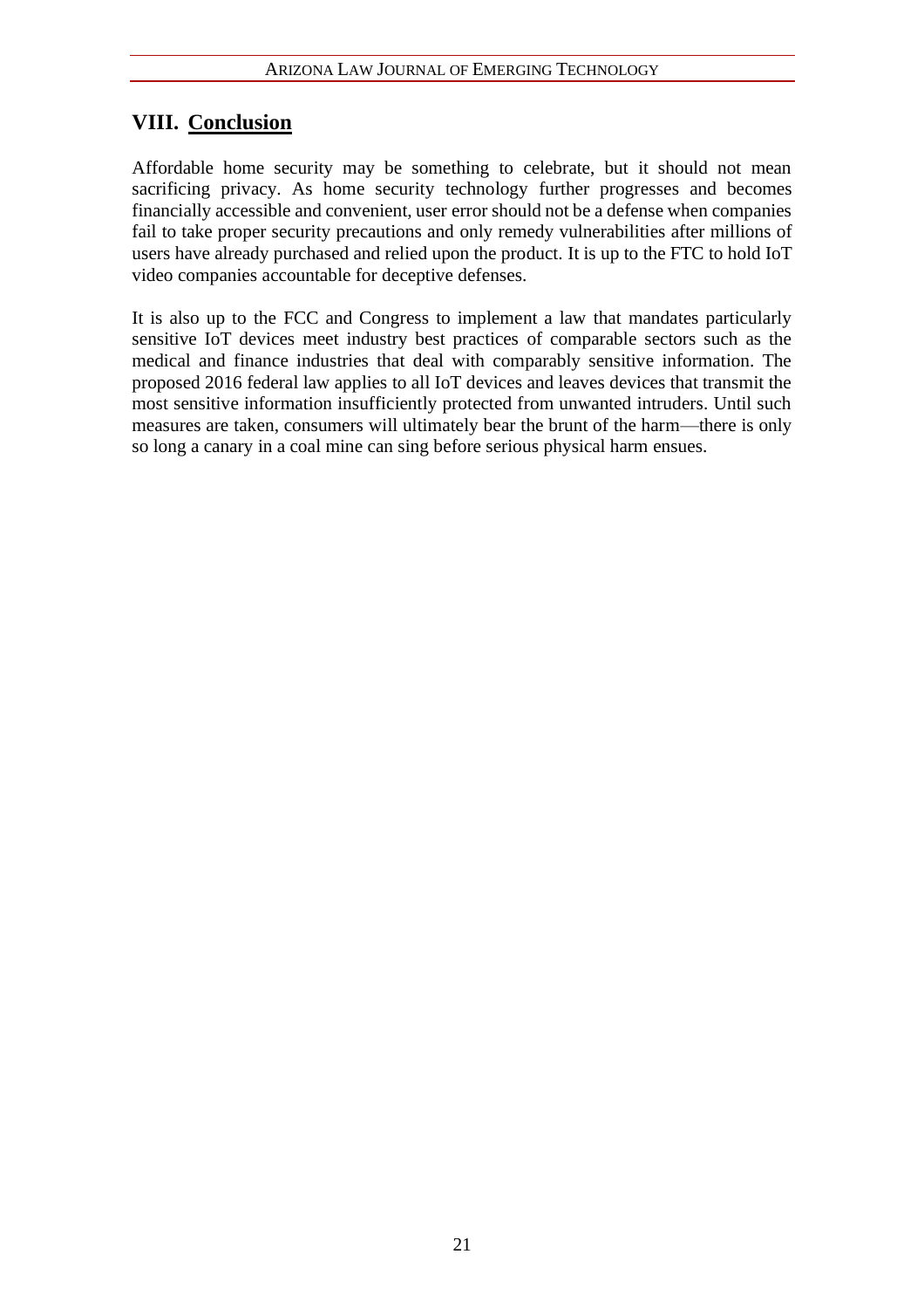## VIII. Conclusion

Affordable home security may be something to celebrate, but it should not mean sacrificing privacy. As home security technology further progresses and becomes financially accessible and convenient, user error should not be a defense when companies fail to take proper security precautions and only remedy vulnerabilities after millions of users have already purchased and relied upon the product. It is up to the FTC to hold IoT video companies accountable for deceptive defenses.

It is also up to the FCC and Congress to implement a law that mandates particularly sensitive IoT devices meet industry best practices of comparable sectors such as the medical and finance industries that deal with comparably sensitive information. The proposed 2016 federal law applies to all IoT devices and leaves devices that transmit the most sensitive information insufficiently protected from unwanted intruders. Until such measures are taken, consumers will ultimately bear the brunt of the harm—there is only so long a canary in a coal mine can sing before serious physical harm ensues.